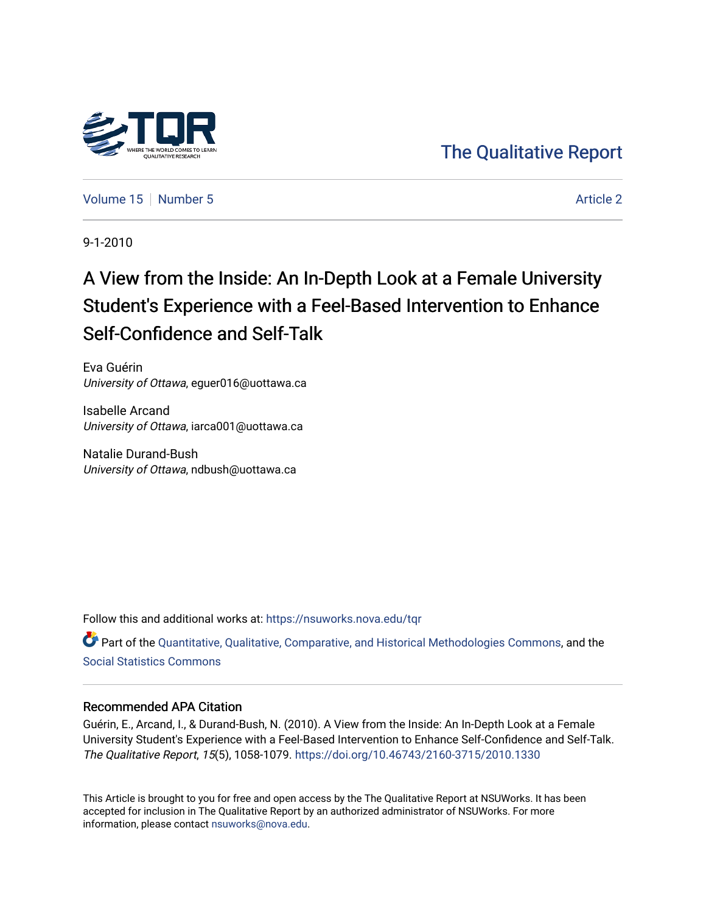The Qualitative Report

Volume 15 | Number 5 | Article 2

9-1-2010

# A View from the Inside: An In-Depth Look at a Female University Student's Experience with a Feel-Based Intervention to Enhance Self-Confidence and Self-Talk

Eva Guérin
*University of Ottawa*, eguer016@uottawa.ca

Isabelle Arcand
*University of Ottawa*, iarca001@uottawa.ca

Natalie Durand-Bush
*University of Ottawa*, ndbush@uottawa.ca

Follow this and additional works at: https://nsuworks.nova.edu/tqr

Part of the Quantitative, Qualitative, Comparative, and Historical Methodologies Commons, and the Social Statistics Commons

## Recommended APA Citation

Guérin, E., Arcand, I., & Durand-Bush, N. (2010). A View from the Inside: An In-Depth Look at a Female University Student's Experience with a Feel-Based Intervention to Enhance Self-Confidence and Self-Talk. *The Qualitative Report*, *15*(5), 1058-1079. https://doi.org/10.46743/2160-3715/2010.1330

This Article is brought to you for free and open access by the The Qualitative Report at NSUWorks. It has been accepted for inclusion in The Qualitative Report by an authorized administrator of NSUWorks. For more information, please contact nsuworks@nova.edu.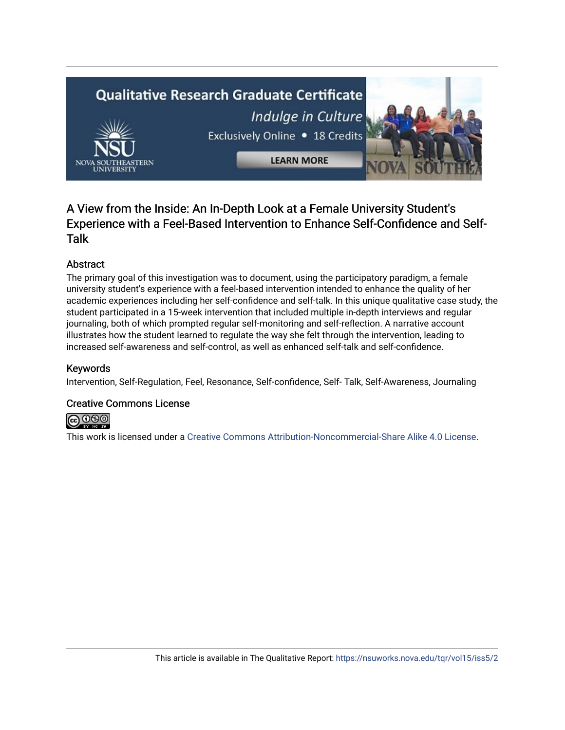# A View from the Inside: An In-Depth Look at a Female University Student's Experience with a Feel-Based Intervention to Enhance Self-Confidence and Self-Talk

## Abstract

The primary goal of this investigation was to document, using the participatory paradigm, a female university student's experience with a feel-based intervention intended to enhance the quality of her academic experiences including her self-confidence and self-talk. In this unique qualitative case study, the student participated in a 15-week intervention that included multiple in-depth interviews and regular journaling, both of which prompted regular self-monitoring and self-reflection. A narrative account illustrates how the student learned to regulate the way she felt through the intervention, leading to increased self-awareness and self-control, as well as enhanced self-talk and self-confidence.

## Keywords

Intervention, Self-Regulation, Feel, Resonance, Self-confidence, Self- Talk, Self-Awareness, Journaling

## Creative Commons License

This work is licensed under a Creative Commons Attribution-Noncommercial-Share Alike 4.0 License.

This article is available in The Qualitative Report: https://nsuworks.nova.edu/tqr/vol15/iss5/2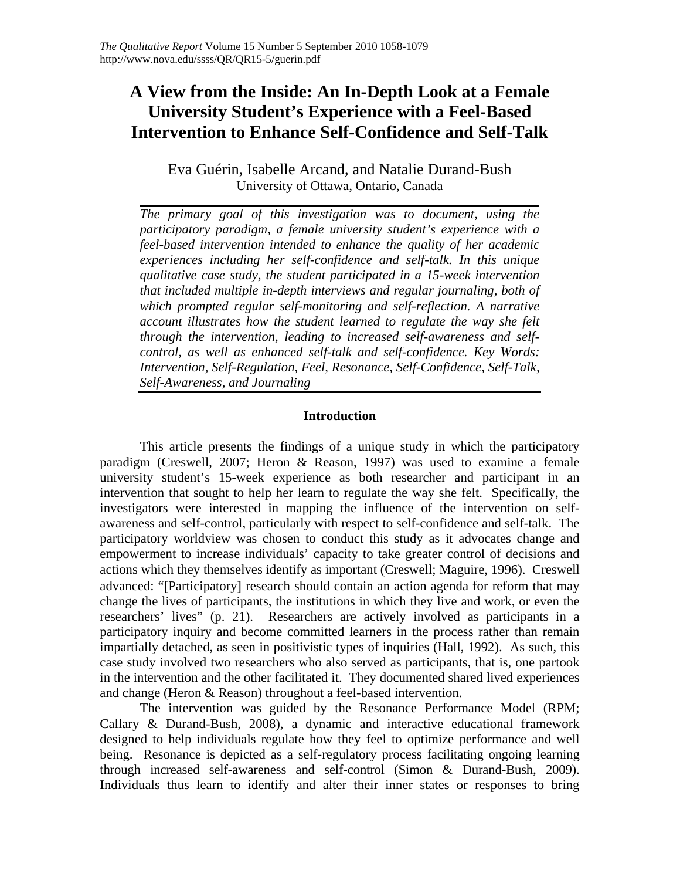# A View from the Inside: An In-Depth Look at a Female University Student's Experience with a Feel-Based Intervention to Enhance Self-Confidence and Self-Talk

Eva Guérin, Isabelle Arcand, and Natalie Durand-Bush
University of Ottawa, Ontario, Canada

*The primary goal of this investigation was to document, using the participatory paradigm, a female university student's experience with a feel-based intervention intended to enhance the quality of her academic experiences including her self-confidence and self-talk. In this unique qualitative case study, the student participated in a 15-week intervention that included multiple in-depth interviews and regular journaling, both of which prompted regular self-monitoring and self-reflection. A narrative account illustrates how the student learned to regulate the way she felt through the intervention, leading to increased self-awareness and self-control, as well as enhanced self-talk and self-confidence. Key Words: Intervention, Self-Regulation, Feel, Resonance, Self-Confidence, Self-Talk, Self-Awareness, and Journaling*

## Introduction

This article presents the findings of a unique study in which the participatory paradigm (Creswell, 2007; Heron & Reason, 1997) was used to examine a female university student's 15-week experience as both researcher and participant in an intervention that sought to help her learn to regulate the way she felt. Specifically, the investigators were interested in mapping the influence of the intervention on self-awareness and self-control, particularly with respect to self-confidence and self-talk. The participatory worldview was chosen to conduct this study as it advocates change and empowerment to increase individuals' capacity to take greater control of decisions and actions which they themselves identify as important (Creswell; Maguire, 1996). Creswell advanced: "[Participatory] research should contain an action agenda for reform that may change the lives of participants, the institutions in which they live and work, or even the researchers' lives" (p. 21). Researchers are actively involved as participants in a participatory inquiry and become committed learners in the process rather than remain impartially detached, as seen in positivistic types of inquiries (Hall, 1992). As such, this case study involved two researchers who also served as participants, that is, one partook in the intervention and the other facilitated it. They documented shared lived experiences and change (Heron & Reason) throughout a feel-based intervention.

The intervention was guided by the Resonance Performance Model (RPM; Callary & Durand-Bush, 2008), a dynamic and interactive educational framework designed to help individuals regulate how they feel to optimize performance and well being. Resonance is depicted as a self-regulatory process facilitating ongoing learning through increased self-awareness and self-control (Simon & Durand-Bush, 2009). Individuals thus learn to identify and alter their inner states or responses to bring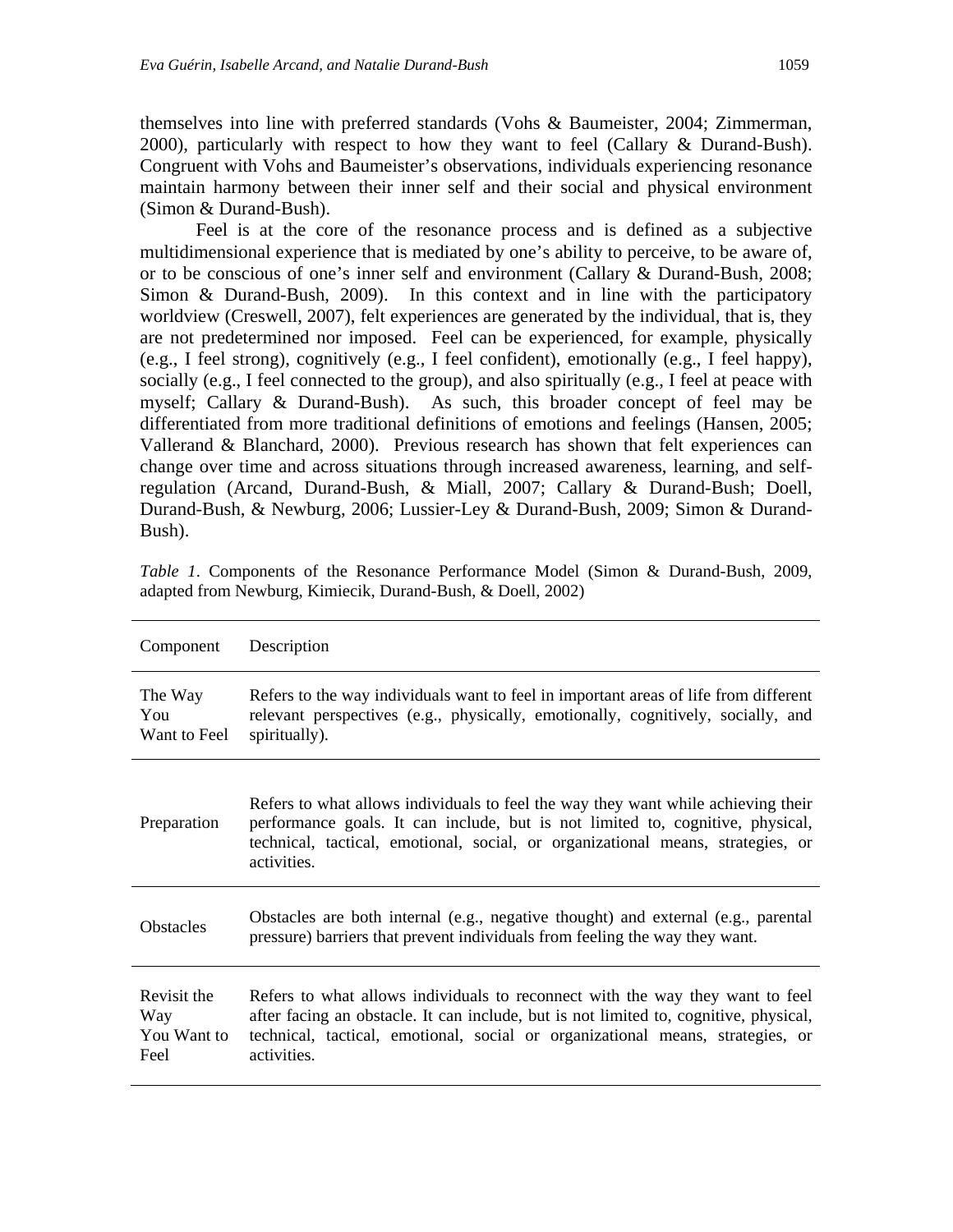themselves into line with preferred standards (Vohs & Baumeister, 2004; Zimmerman, 2000), particularly with respect to how they want to feel (Callary & Durand-Bush). Congruent with Vohs and Baumeister's observations, individuals experiencing resonance maintain harmony between their inner self and their social and physical environment (Simon & Durand-Bush).

Feel is at the core of the resonance process and is defined as a subjective multidimensional experience that is mediated by one's ability to perceive, to be aware of, or to be conscious of one's inner self and environment (Callary & Durand-Bush, 2008; Simon & Durand-Bush, 2009). In this context and in line with the participatory worldview (Creswell, 2007), felt experiences are generated by the individual, that is, they are not predetermined nor imposed. Feel can be experienced, for example, physically (e.g., I feel strong), cognitively (e.g., I feel confident), emotionally (e.g., I feel happy), socially (e.g., I feel connected to the group), and also spiritually (e.g., I feel at peace with myself; Callary & Durand-Bush). As such, this broader concept of feel may be differentiated from more traditional definitions of emotions and feelings (Hansen, 2005; Vallerand & Blanchard, 2000). Previous research has shown that felt experiences can change over time and across situations through increased awareness, learning, and self-regulation (Arcand, Durand-Bush, & Miall, 2007; Callary & Durand-Bush; Doell, Durand-Bush, & Newburg, 2006; Lussier-Ley & Durand-Bush, 2009; Simon & Durand-Bush).

*Table 1*. Components of the Resonance Performance Model (Simon & Durand-Bush, 2009, adapted from Newburg, Kimiecik, Durand-Bush, & Doell, 2002)

| Component | Description |
|---|---|
| The Way You Want to Feel | Refers to the way individuals want to feel in important areas of life from different relevant perspectives (e.g., physically, emotionally, cognitively, socially, and spiritually). |
| Preparation | Refers to what allows individuals to feel the way they want while achieving their performance goals. It can include, but is not limited to, cognitive, physical, technical, tactical, emotional, social, or organizational means, strategies, or activities. |
| Obstacles | Obstacles are both internal (e.g., negative thought) and external (e.g., parental pressure) barriers that prevent individuals from feeling the way they want. |
| Revisit the Way You Want to Feel | Refers to what allows individuals to reconnect with the way they want to feel after facing an obstacle. It can include, but is not limited to, cognitive, physical, technical, tactical, emotional, social or organizational means, strategies, or activities. |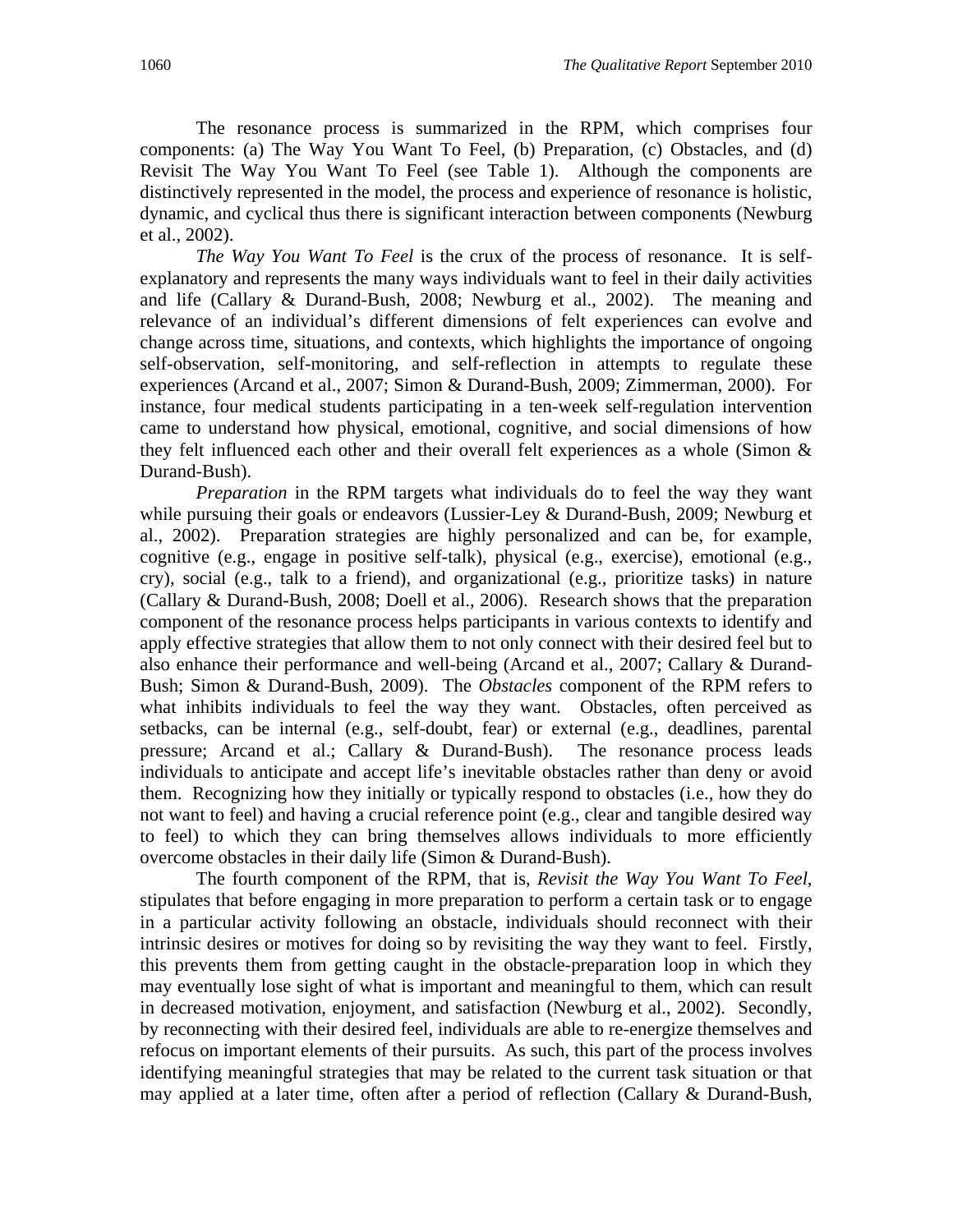The resonance process is summarized in the RPM, which comprises four components: (a) The Way You Want To Feel, (b) Preparation, (c) Obstacles, and (d) Revisit The Way You Want To Feel (see Table 1). Although the components are distinctively represented in the model, the process and experience of resonance is holistic, dynamic, and cyclical thus there is significant interaction between components (Newburg et al., 2002).

*The Way You Want To Feel* is the crux of the process of resonance. It is self-explanatory and represents the many ways individuals want to feel in their daily activities and life (Callary & Durand-Bush, 2008; Newburg et al., 2002). The meaning and relevance of an individual's different dimensions of felt experiences can evolve and change across time, situations, and contexts, which highlights the importance of ongoing self-observation, self-monitoring, and self-reflection in attempts to regulate these experiences (Arcand et al., 2007; Simon & Durand-Bush, 2009; Zimmerman, 2000). For instance, four medical students participating in a ten-week self-regulation intervention came to understand how physical, emotional, cognitive, and social dimensions of how they felt influenced each other and their overall felt experiences as a whole (Simon & Durand-Bush).

*Preparation* in the RPM targets what individuals do to feel the way they want while pursuing their goals or endeavors (Lussier-Ley & Durand-Bush, 2009; Newburg et al., 2002). Preparation strategies are highly personalized and can be, for example, cognitive (e.g., engage in positive self-talk), physical (e.g., exercise), emotional (e.g., cry), social (e.g., talk to a friend), and organizational (e.g., prioritize tasks) in nature (Callary & Durand-Bush, 2008; Doell et al., 2006). Research shows that the preparation component of the resonance process helps participants in various contexts to identify and apply effective strategies that allow them to not only connect with their desired feel but to also enhance their performance and well-being (Arcand et al., 2007; Callary & Durand-Bush; Simon & Durand-Bush, 2009). The *Obstacles* component of the RPM refers to what inhibits individuals to feel the way they want. Obstacles, often perceived as setbacks, can be internal (e.g., self-doubt, fear) or external (e.g., deadlines, parental pressure; Arcand et al.; Callary & Durand-Bush). The resonance process leads individuals to anticipate and accept life's inevitable obstacles rather than deny or avoid them. Recognizing how they initially or typically respond to obstacles (i.e., how they do not want to feel) and having a crucial reference point (e.g., clear and tangible desired way to feel) to which they can bring themselves allows individuals to more efficiently overcome obstacles in their daily life (Simon & Durand-Bush).

The fourth component of the RPM, that is, *Revisit the Way You Want To Feel*, stipulates that before engaging in more preparation to perform a certain task or to engage in a particular activity following an obstacle, individuals should reconnect with their intrinsic desires or motives for doing so by revisiting the way they want to feel. Firstly, this prevents them from getting caught in the obstacle-preparation loop in which they may eventually lose sight of what is important and meaningful to them, which can result in decreased motivation, enjoyment, and satisfaction (Newburg et al., 2002). Secondly, by reconnecting with their desired feel, individuals are able to re-energize themselves and refocus on important elements of their pursuits. As such, this part of the process involves identifying meaningful strategies that may be related to the current task situation or that may applied at a later time, often after a period of reflection (Callary & Durand-Bush,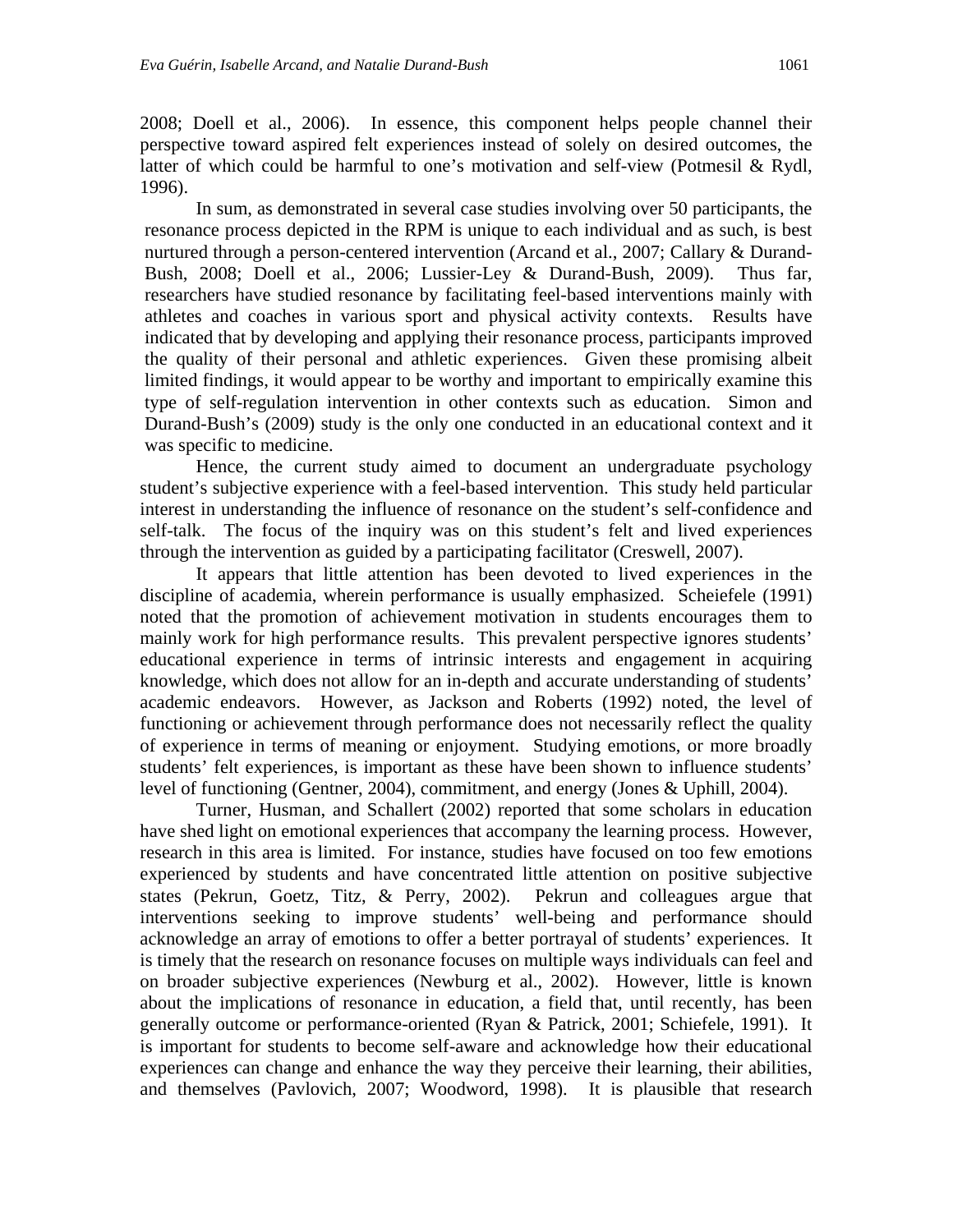2008; Doell et al., 2006). In essence, this component helps people channel their perspective toward aspired felt experiences instead of solely on desired outcomes, the latter of which could be harmful to one's motivation and self-view (Potmesil & Rydl, 1996).

In sum, as demonstrated in several case studies involving over 50 participants, the resonance process depicted in the RPM is unique to each individual and as such, is best nurtured through a person-centered intervention (Arcand et al., 2007; Callary & Durand-Bush, 2008; Doell et al., 2006; Lussier-Ley & Durand-Bush, 2009). Thus far, researchers have studied resonance by facilitating feel-based interventions mainly with athletes and coaches in various sport and physical activity contexts. Results have indicated that by developing and applying their resonance process, participants improved the quality of their personal and athletic experiences. Given these promising albeit limited findings, it would appear to be worthy and important to empirically examine this type of self-regulation intervention in other contexts such as education. Simon and Durand-Bush's (2009) study is the only one conducted in an educational context and it was specific to medicine.

Hence, the current study aimed to document an undergraduate psychology student's subjective experience with a feel-based intervention. This study held particular interest in understanding the influence of resonance on the student's self-confidence and self-talk. The focus of the inquiry was on this student's felt and lived experiences through the intervention as guided by a participating facilitator (Creswell, 2007).

It appears that little attention has been devoted to lived experiences in the discipline of academia, wherein performance is usually emphasized. Scheiefele (1991) noted that the promotion of achievement motivation in students encourages them to mainly work for high performance results. This prevalent perspective ignores students' educational experience in terms of intrinsic interests and engagement in acquiring knowledge, which does not allow for an in-depth and accurate understanding of students' academic endeavors. However, as Jackson and Roberts (1992) noted, the level of functioning or achievement through performance does not necessarily reflect the quality of experience in terms of meaning or enjoyment. Studying emotions, or more broadly students' felt experiences, is important as these have been shown to influence students' level of functioning (Gentner, 2004), commitment, and energy (Jones & Uphill, 2004).

Turner, Husman, and Schallert (2002) reported that some scholars in education have shed light on emotional experiences that accompany the learning process. However, research in this area is limited. For instance, studies have focused on too few emotions experienced by students and have concentrated little attention on positive subjective states (Pekrun, Goetz, Titz, & Perry, 2002). Pekrun and colleagues argue that interventions seeking to improve students' well-being and performance should acknowledge an array of emotions to offer a better portrayal of students' experiences. It is timely that the research on resonance focuses on multiple ways individuals can feel and on broader subjective experiences (Newburg et al., 2002). However, little is known about the implications of resonance in education, a field that, until recently, has been generally outcome or performance-oriented (Ryan & Patrick, 2001; Schiefele, 1991). It is important for students to become self-aware and acknowledge how their educational experiences can change and enhance the way they perceive their learning, their abilities, and themselves (Pavlovich, 2007; Woodword, 1998). It is plausible that research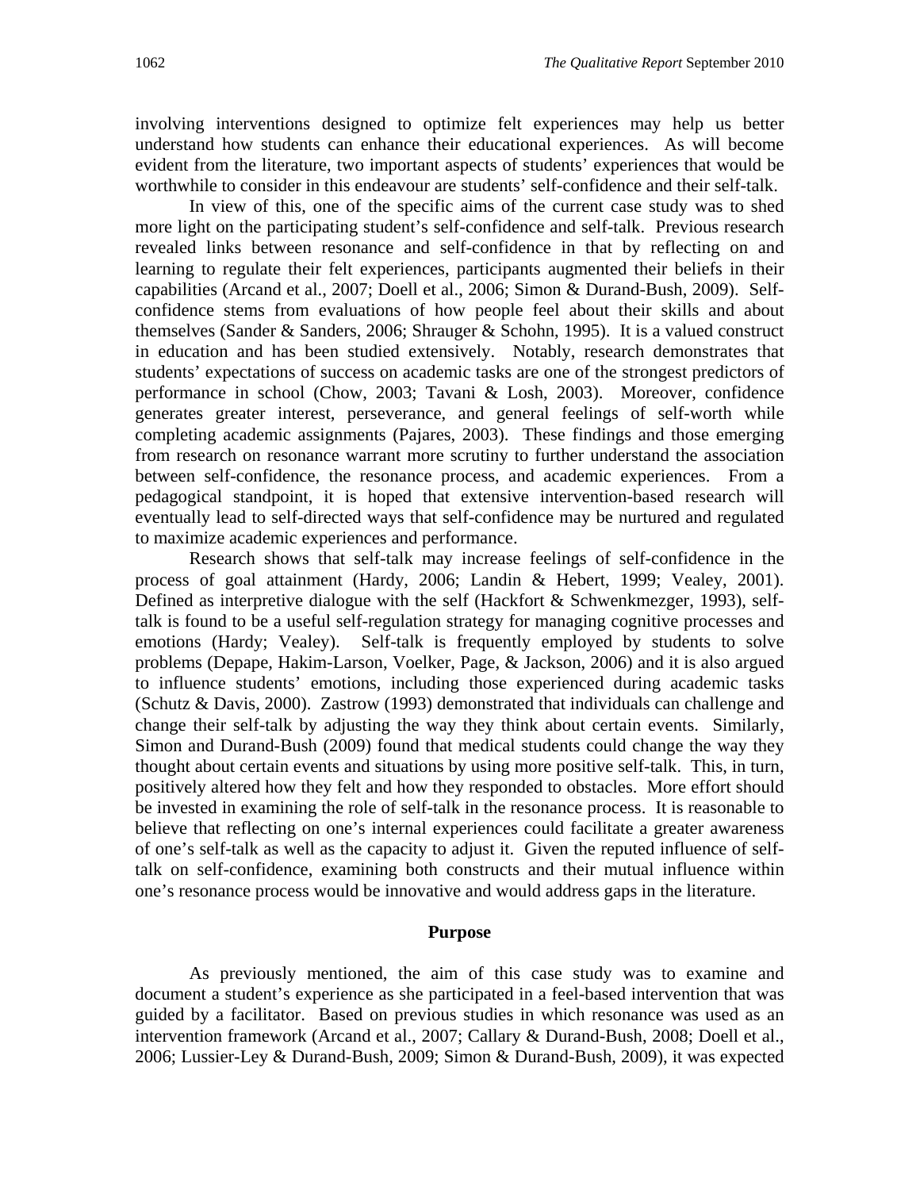involving interventions designed to optimize felt experiences may help us better understand how students can enhance their educational experiences. As will become evident from the literature, two important aspects of students' experiences that would be worthwhile to consider in this endeavour are students' self-confidence and their self-talk.

In view of this, one of the specific aims of the current case study was to shed more light on the participating student's self-confidence and self-talk. Previous research revealed links between resonance and self-confidence in that by reflecting on and learning to regulate their felt experiences, participants augmented their beliefs in their capabilities (Arcand et al., 2007; Doell et al., 2006; Simon & Durand-Bush, 2009). Self-confidence stems from evaluations of how people feel about their skills and about themselves (Sander & Sanders, 2006; Shrauger & Schohn, 1995). It is a valued construct in education and has been studied extensively. Notably, research demonstrates that students' expectations of success on academic tasks are one of the strongest predictors of performance in school (Chow, 2003; Tavani & Losh, 2003). Moreover, confidence generates greater interest, perseverance, and general feelings of self-worth while completing academic assignments (Pajares, 2003). These findings and those emerging from research on resonance warrant more scrutiny to further understand the association between self-confidence, the resonance process, and academic experiences. From a pedagogical standpoint, it is hoped that extensive intervention-based research will eventually lead to self-directed ways that self-confidence may be nurtured and regulated to maximize academic experiences and performance.

Research shows that self-talk may increase feelings of self-confidence in the process of goal attainment (Hardy, 2006; Landin & Hebert, 1999; Vealey, 2001). Defined as interpretive dialogue with the self (Hackfort & Schwenkmezger, 1993), self-talk is found to be a useful self-regulation strategy for managing cognitive processes and emotions (Hardy; Vealey). Self-talk is frequently employed by students to solve problems (Depape, Hakim-Larson, Voelker, Page, & Jackson, 2006) and it is also argued to influence students' emotions, including those experienced during academic tasks (Schutz & Davis, 2000). Zastrow (1993) demonstrated that individuals can challenge and change their self-talk by adjusting the way they think about certain events. Similarly, Simon and Durand-Bush (2009) found that medical students could change the way they thought about certain events and situations by using more positive self-talk. This, in turn, positively altered how they felt and how they responded to obstacles. More effort should be invested in examining the role of self-talk in the resonance process. It is reasonable to believe that reflecting on one's internal experiences could facilitate a greater awareness of one's self-talk as well as the capacity to adjust it. Given the reputed influence of self-talk on self-confidence, examining both constructs and their mutual influence within one's resonance process would be innovative and would address gaps in the literature.

## Purpose

As previously mentioned, the aim of this case study was to examine and document a student's experience as she participated in a feel-based intervention that was guided by a facilitator. Based on previous studies in which resonance was used as an intervention framework (Arcand et al., 2007; Callary & Durand-Bush, 2008; Doell et al., 2006; Lussier-Ley & Durand-Bush, 2009; Simon & Durand-Bush, 2009), it was expected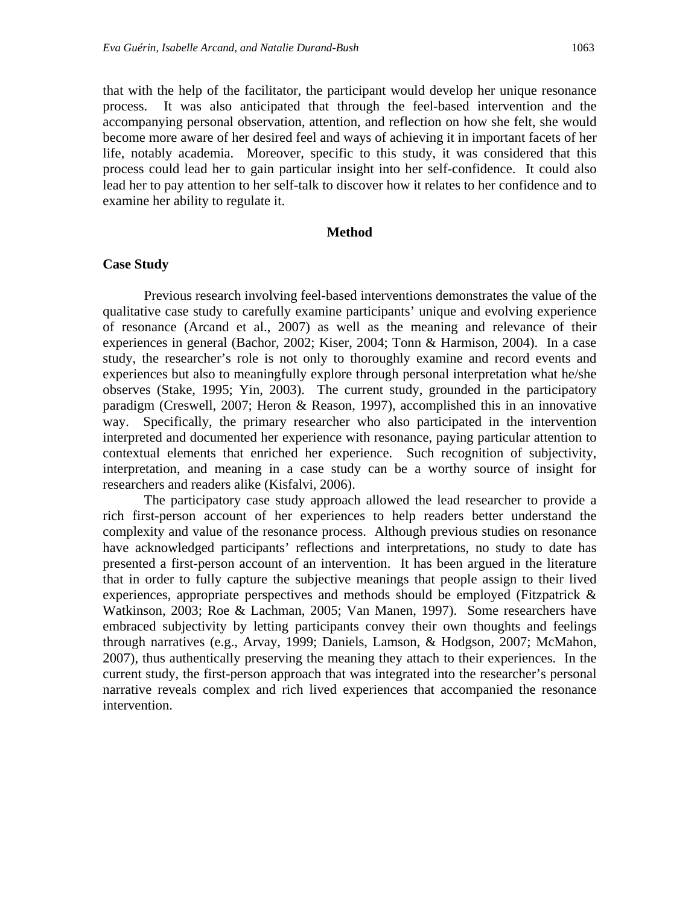that with the help of the facilitator, the participant would develop her unique resonance process. It was also anticipated that through the feel-based intervention and the accompanying personal observation, attention, and reflection on how she felt, she would become more aware of her desired feel and ways of achieving it in important facets of her life, notably academia. Moreover, specific to this study, it was considered that this process could lead her to gain particular insight into her self-confidence. It could also lead her to pay attention to her self-talk to discover how it relates to her confidence and to examine her ability to regulate it.

## Method

### Case Study

Previous research involving feel-based interventions demonstrates the value of the qualitative case study to carefully examine participants' unique and evolving experience of resonance (Arcand et al., 2007) as well as the meaning and relevance of their experiences in general (Bachor, 2002; Kiser, 2004; Tonn & Harmison, 2004). In a case study, the researcher's role is not only to thoroughly examine and record events and experiences but also to meaningfully explore through personal interpretation what he/she observes (Stake, 1995; Yin, 2003). The current study, grounded in the participatory paradigm (Creswell, 2007; Heron & Reason, 1997), accomplished this in an innovative way. Specifically, the primary researcher who also participated in the intervention interpreted and documented her experience with resonance, paying particular attention to contextual elements that enriched her experience. Such recognition of subjectivity, interpretation, and meaning in a case study can be a worthy source of insight for researchers and readers alike (Kisfalvi, 2006).

The participatory case study approach allowed the lead researcher to provide a rich first-person account of her experiences to help readers better understand the complexity and value of the resonance process. Although previous studies on resonance have acknowledged participants' reflections and interpretations, no study to date has presented a first-person account of an intervention. It has been argued in the literature that in order to fully capture the subjective meanings that people assign to their lived experiences, appropriate perspectives and methods should be employed (Fitzpatrick & Watkinson, 2003; Roe & Lachman, 2005; Van Manen, 1997). Some researchers have embraced subjectivity by letting participants convey their own thoughts and feelings through narratives (e.g., Arvay, 1999; Daniels, Lamson, & Hodgson, 2007; McMahon, 2007), thus authentically preserving the meaning they attach to their experiences. In the current study, the first-person approach that was integrated into the researcher's personal narrative reveals complex and rich lived experiences that accompanied the resonance intervention.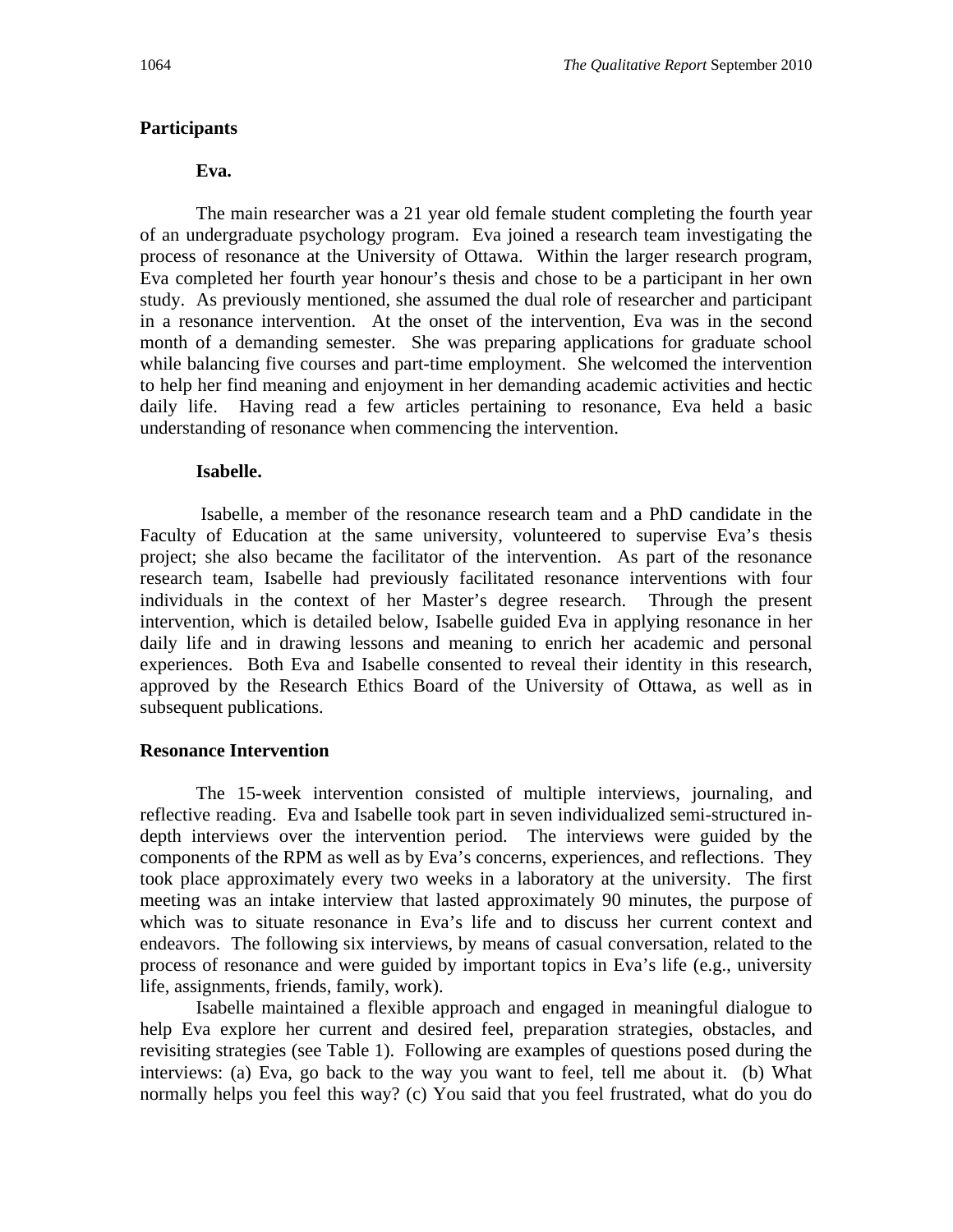## Participants

### Eva.

The main researcher was a 21 year old female student completing the fourth year of an undergraduate psychology program. Eva joined a research team investigating the process of resonance at the University of Ottawa. Within the larger research program, Eva completed her fourth year honour's thesis and chose to be a participant in her own study. As previously mentioned, she assumed the dual role of researcher and participant in a resonance intervention. At the onset of the intervention, Eva was in the second month of a demanding semester. She was preparing applications for graduate school while balancing five courses and part-time employment. She welcomed the intervention to help her find meaning and enjoyment in her demanding academic activities and hectic daily life. Having read a few articles pertaining to resonance, Eva held a basic understanding of resonance when commencing the intervention.

### Isabelle.

Isabelle, a member of the resonance research team and a PhD candidate in the Faculty of Education at the same university, volunteered to supervise Eva's thesis project; she also became the facilitator of the intervention. As part of the resonance research team, Isabelle had previously facilitated resonance interventions with four individuals in the context of her Master's degree research. Through the present intervention, which is detailed below, Isabelle guided Eva in applying resonance in her daily life and in drawing lessons and meaning to enrich her academic and personal experiences. Both Eva and Isabelle consented to reveal their identity in this research, approved by the Research Ethics Board of the University of Ottawa, as well as in subsequent publications.

## Resonance Intervention

The 15-week intervention consisted of multiple interviews, journaling, and reflective reading. Eva and Isabelle took part in seven individualized semi-structured in-depth interviews over the intervention period. The interviews were guided by the components of the RPM as well as by Eva's concerns, experiences, and reflections. They took place approximately every two weeks in a laboratory at the university. The first meeting was an intake interview that lasted approximately 90 minutes, the purpose of which was to situate resonance in Eva's life and to discuss her current context and endeavors. The following six interviews, by means of casual conversation, related to the process of resonance and were guided by important topics in Eva's life (e.g., university life, assignments, friends, family, work).

Isabelle maintained a flexible approach and engaged in meaningful dialogue to help Eva explore her current and desired feel, preparation strategies, obstacles, and revisiting strategies (see Table 1). Following are examples of questions posed during the interviews: (a) Eva, go back to the way you want to feel, tell me about it. (b) What normally helps you feel this way? (c) You said that you feel frustrated, what do you do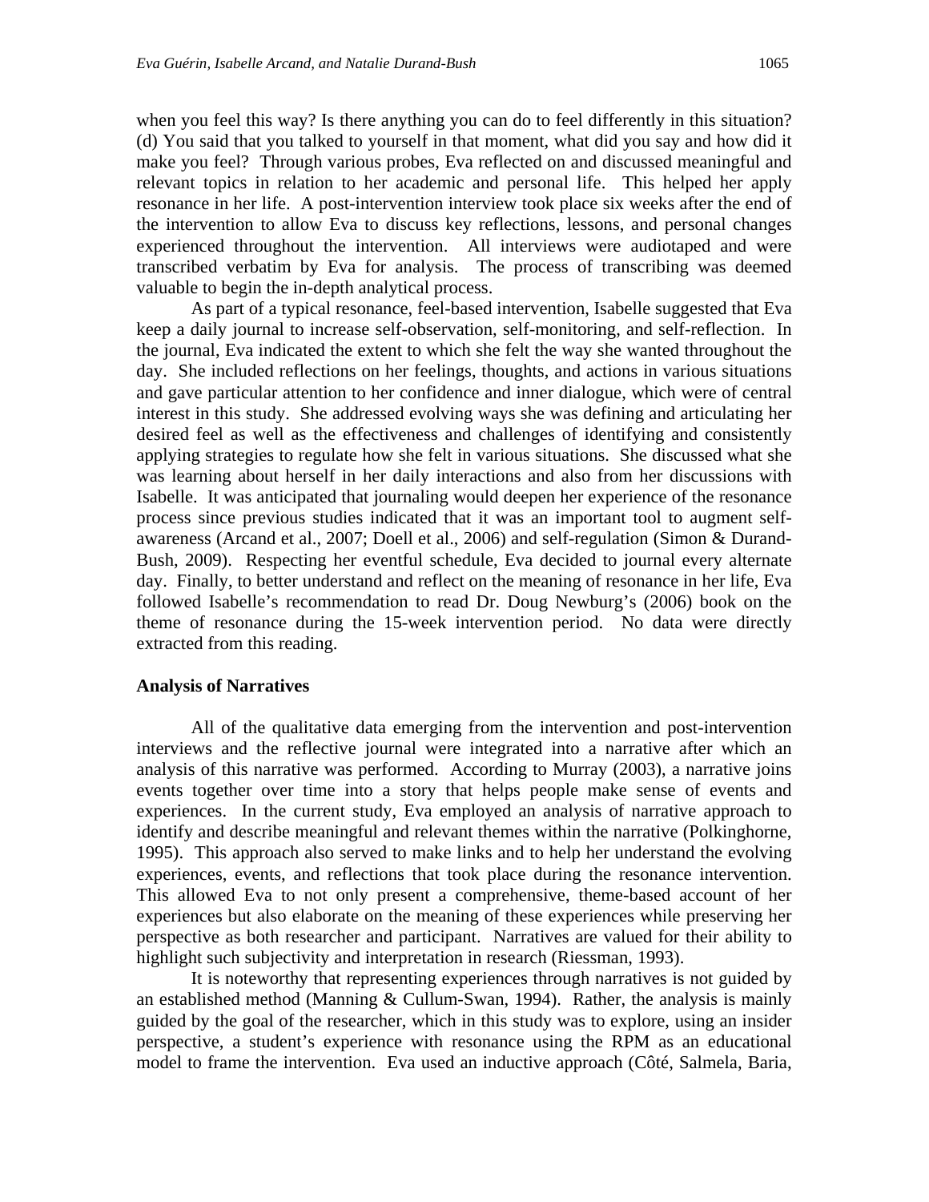when you feel this way? Is there anything you can do to feel differently in this situation? (d) You said that you talked to yourself in that moment, what did you say and how did it make you feel? Through various probes, Eva reflected on and discussed meaningful and relevant topics in relation to her academic and personal life. This helped her apply resonance in her life. A post-intervention interview took place six weeks after the end of the intervention to allow Eva to discuss key reflections, lessons, and personal changes experienced throughout the intervention. All interviews were audiotaped and were transcribed verbatim by Eva for analysis. The process of transcribing was deemed valuable to begin the in-depth analytical process.

As part of a typical resonance, feel-based intervention, Isabelle suggested that Eva keep a daily journal to increase self-observation, self-monitoring, and self-reflection. In the journal, Eva indicated the extent to which she felt the way she wanted throughout the day. She included reflections on her feelings, thoughts, and actions in various situations and gave particular attention to her confidence and inner dialogue, which were of central interest in this study. She addressed evolving ways she was defining and articulating her desired feel as well as the effectiveness and challenges of identifying and consistently applying strategies to regulate how she felt in various situations. She discussed what she was learning about herself in her daily interactions and also from her discussions with Isabelle. It was anticipated that journaling would deepen her experience of the resonance process since previous studies indicated that it was an important tool to augment self-awareness (Arcand et al., 2007; Doell et al., 2006) and self-regulation (Simon & Durand-Bush, 2009). Respecting her eventful schedule, Eva decided to journal every alternate day. Finally, to better understand and reflect on the meaning of resonance in her life, Eva followed Isabelle's recommendation to read Dr. Doug Newburg's (2006) book on the theme of resonance during the 15-week intervention period. No data were directly extracted from this reading.

### Analysis of Narratives

All of the qualitative data emerging from the intervention and post-intervention interviews and the reflective journal were integrated into a narrative after which an analysis of this narrative was performed. According to Murray (2003), a narrative joins events together over time into a story that helps people make sense of events and experiences. In the current study, Eva employed an analysis of narrative approach to identify and describe meaningful and relevant themes within the narrative (Polkinghorne, 1995). This approach also served to make links and to help her understand the evolving experiences, events, and reflections that took place during the resonance intervention. This allowed Eva to not only present a comprehensive, theme-based account of her experiences but also elaborate on the meaning of these experiences while preserving her perspective as both researcher and participant. Narratives are valued for their ability to highlight such subjectivity and interpretation in research (Riessman, 1993).

It is noteworthy that representing experiences through narratives is not guided by an established method (Manning & Cullum-Swan, 1994). Rather, the analysis is mainly guided by the goal of the researcher, which in this study was to explore, using an insider perspective, a student's experience with resonance using the RPM as an educational model to frame the intervention. Eva used an inductive approach (Côté, Salmela, Baria,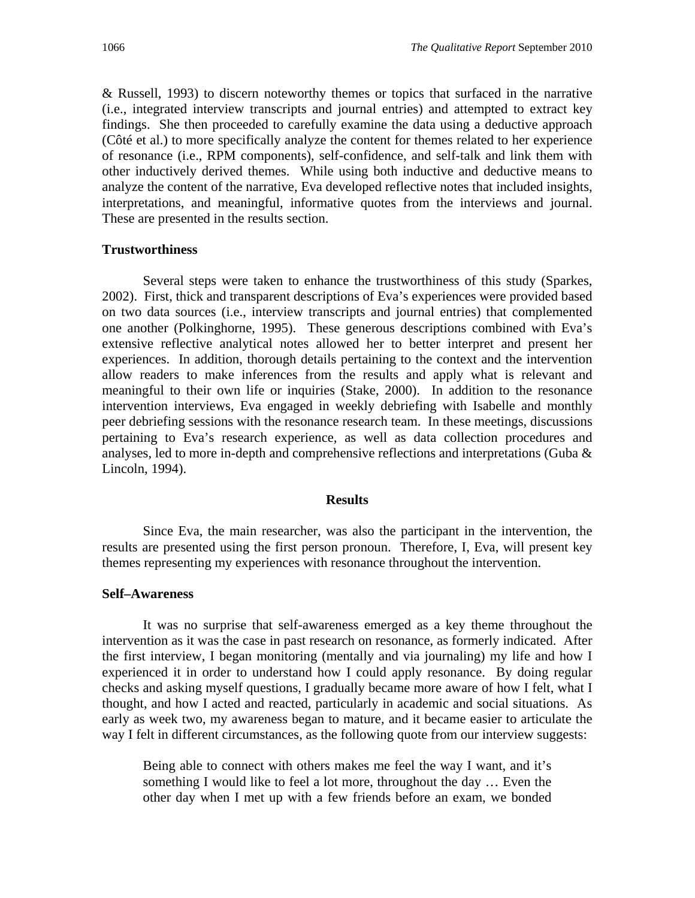& Russell, 1993) to discern noteworthy themes or topics that surfaced in the narrative (i.e., integrated interview transcripts and journal entries) and attempted to extract key findings. She then proceeded to carefully examine the data using a deductive approach (Côté et al.) to more specifically analyze the content for themes related to her experience of resonance (i.e., RPM components), self-confidence, and self-talk and link them with other inductively derived themes. While using both inductive and deductive means to analyze the content of the narrative, Eva developed reflective notes that included insights, interpretations, and meaningful, informative quotes from the interviews and journal. These are presented in the results section.

### Trustworthiness

Several steps were taken to enhance the trustworthiness of this study (Sparkes, 2002). First, thick and transparent descriptions of Eva's experiences were provided based on two data sources (i.e., interview transcripts and journal entries) that complemented one another (Polkinghorne, 1995). These generous descriptions combined with Eva's extensive reflective analytical notes allowed her to better interpret and present her experiences. In addition, thorough details pertaining to the context and the intervention allow readers to make inferences from the results and apply what is relevant and meaningful to their own life or inquiries (Stake, 2000). In addition to the resonance intervention interviews, Eva engaged in weekly debriefing with Isabelle and monthly peer debriefing sessions with the resonance research team. In these meetings, discussions pertaining to Eva's research experience, as well as data collection procedures and analyses, led to more in-depth and comprehensive reflections and interpretations (Guba & Lincoln, 1994).

## Results

Since Eva, the main researcher, was also the participant in the intervention, the results are presented using the first person pronoun. Therefore, I, Eva, will present key themes representing my experiences with resonance throughout the intervention.

### Self–Awareness

It was no surprise that self-awareness emerged as a key theme throughout the intervention as it was the case in past research on resonance, as formerly indicated. After the first interview, I began monitoring (mentally and via journaling) my life and how I experienced it in order to understand how I could apply resonance. By doing regular checks and asking myself questions, I gradually became more aware of how I felt, what I thought, and how I acted and reacted, particularly in academic and social situations. As early as week two, my awareness began to mature, and it became easier to articulate the way I felt in different circumstances, as the following quote from our interview suggests:

> Being able to connect with others makes me feel the way I want, and it's something I would like to feel a lot more, throughout the day … Even the other day when I met up with a few friends before an exam, we bonded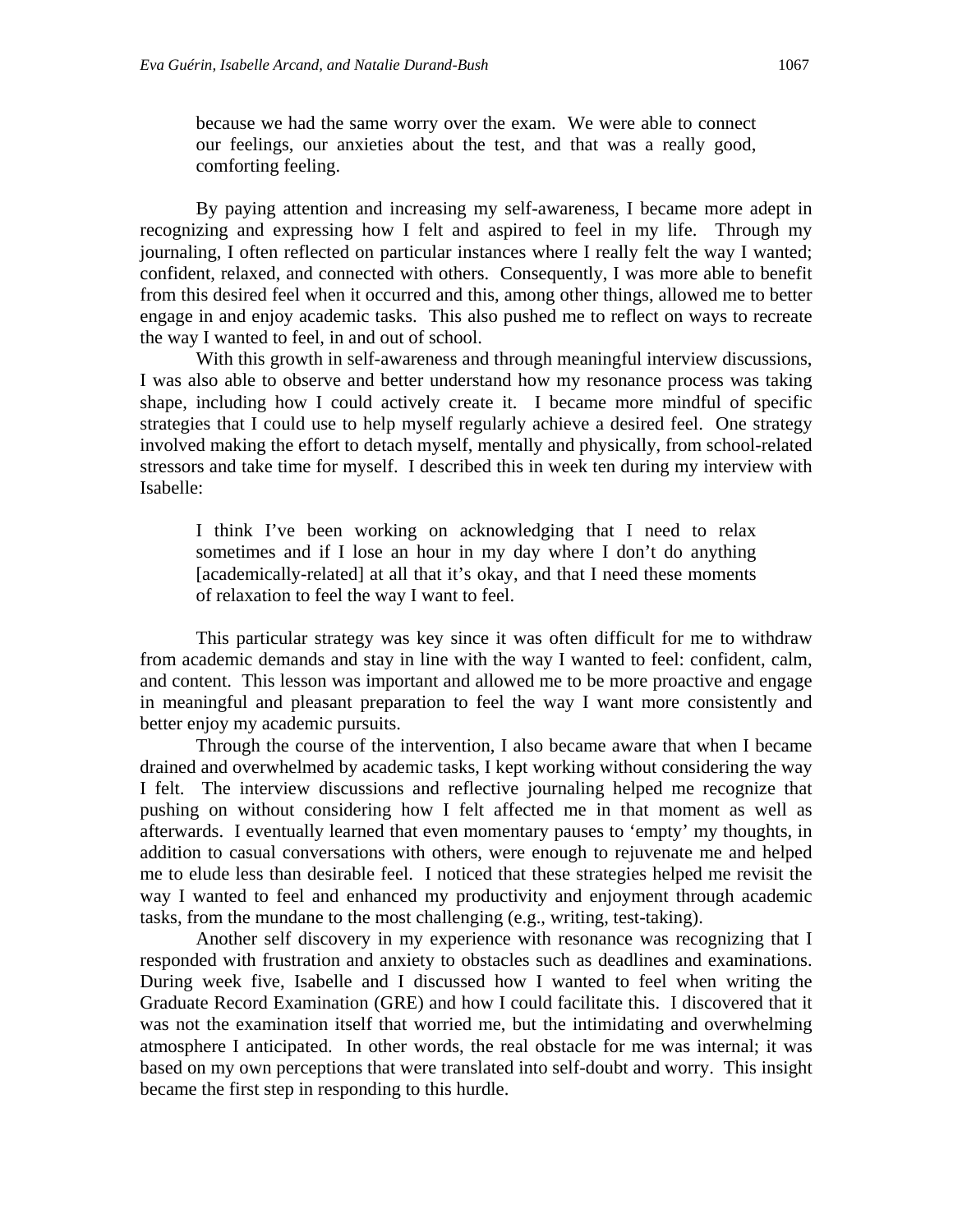> because we had the same worry over the exam. We were able to connect our feelings, our anxieties about the test, and that was a really good, comforting feeling.

By paying attention and increasing my self-awareness, I became more adept in recognizing and expressing how I felt and aspired to feel in my life. Through my journaling, I often reflected on particular instances where I really felt the way I wanted; confident, relaxed, and connected with others. Consequently, I was more able to benefit from this desired feel when it occurred and this, among other things, allowed me to better engage in and enjoy academic tasks. This also pushed me to reflect on ways to recreate the way I wanted to feel, in and out of school.

With this growth in self-awareness and through meaningful interview discussions, I was also able to observe and better understand how my resonance process was taking shape, including how I could actively create it. I became more mindful of specific strategies that I could use to help myself regularly achieve a desired feel. One strategy involved making the effort to detach myself, mentally and physically, from school-related stressors and take time for myself. I described this in week ten during my interview with Isabelle:

> I think I've been working on acknowledging that I need to relax sometimes and if I lose an hour in my day where I don't do anything [academically-related] at all that it's okay, and that I need these moments of relaxation to feel the way I want to feel.

This particular strategy was key since it was often difficult for me to withdraw from academic demands and stay in line with the way I wanted to feel: confident, calm, and content. This lesson was important and allowed me to be more proactive and engage in meaningful and pleasant preparation to feel the way I want more consistently and better enjoy my academic pursuits.

Through the course of the intervention, I also became aware that when I became drained and overwhelmed by academic tasks, I kept working without considering the way I felt. The interview discussions and reflective journaling helped me recognize that pushing on without considering how I felt affected me in that moment as well as afterwards. I eventually learned that even momentary pauses to 'empty' my thoughts, in addition to casual conversations with others, were enough to rejuvenate me and helped me to elude less than desirable feel. I noticed that these strategies helped me revisit the way I wanted to feel and enhanced my productivity and enjoyment through academic tasks, from the mundane to the most challenging (e.g., writing, test-taking).

Another self discovery in my experience with resonance was recognizing that I responded with frustration and anxiety to obstacles such as deadlines and examinations. During week five, Isabelle and I discussed how I wanted to feel when writing the Graduate Record Examination (GRE) and how I could facilitate this. I discovered that it was not the examination itself that worried me, but the intimidating and overwhelming atmosphere I anticipated. In other words, the real obstacle for me was internal; it was based on my own perceptions that were translated into self-doubt and worry. This insight became the first step in responding to this hurdle.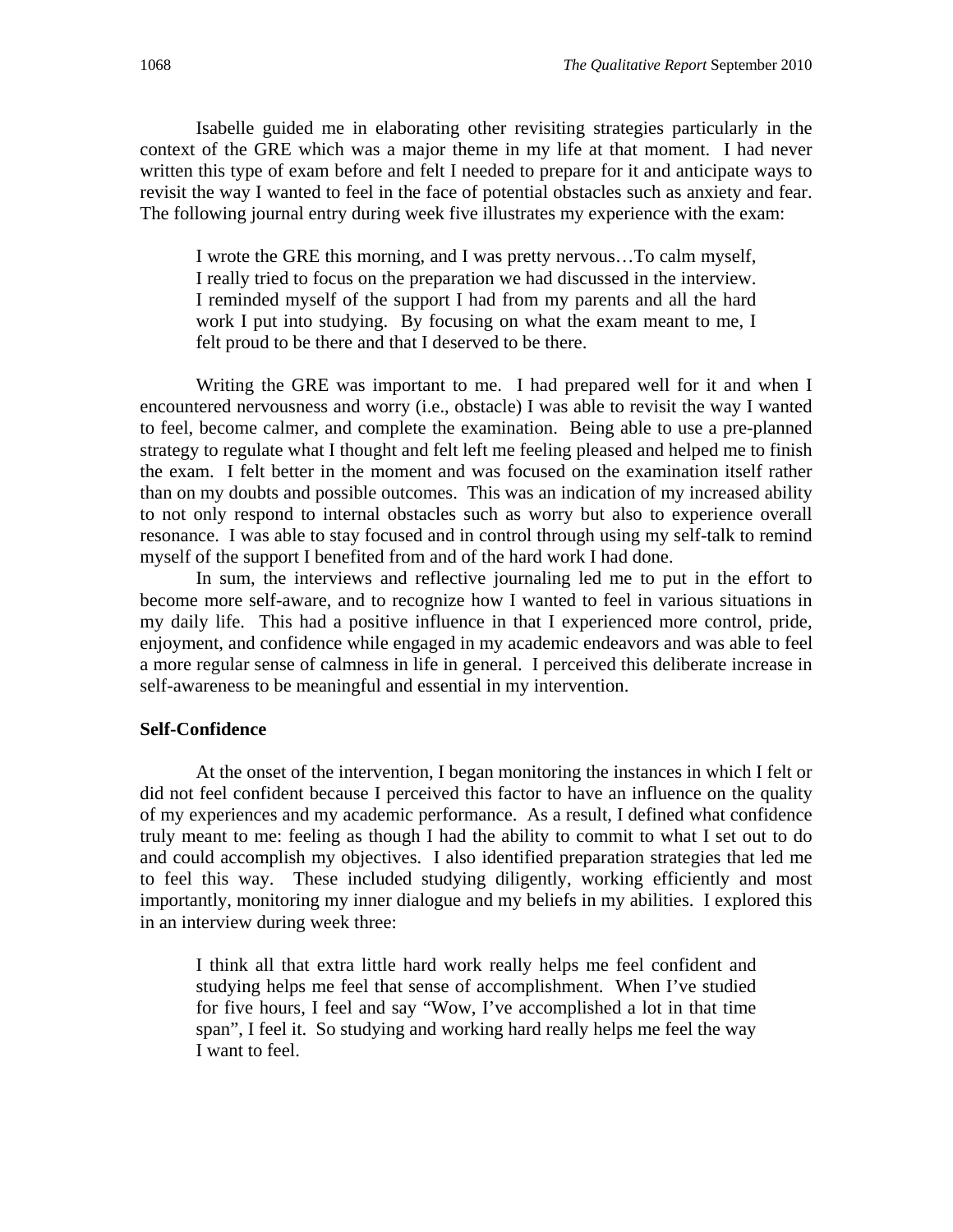Isabelle guided me in elaborating other revisiting strategies particularly in the context of the GRE which was a major theme in my life at that moment. I had never written this type of exam before and felt I needed to prepare for it and anticipate ways to revisit the way I wanted to feel in the face of potential obstacles such as anxiety and fear. The following journal entry during week five illustrates my experience with the exam:

> I wrote the GRE this morning, and I was pretty nervous…To calm myself, I really tried to focus on the preparation we had discussed in the interview. I reminded myself of the support I had from my parents and all the hard work I put into studying. By focusing on what the exam meant to me, I felt proud to be there and that I deserved to be there.

Writing the GRE was important to me. I had prepared well for it and when I encountered nervousness and worry (i.e., obstacle) I was able to revisit the way I wanted to feel, become calmer, and complete the examination. Being able to use a pre-planned strategy to regulate what I thought and felt left me feeling pleased and helped me to finish the exam. I felt better in the moment and was focused on the examination itself rather than on my doubts and possible outcomes. This was an indication of my increased ability to not only respond to internal obstacles such as worry but also to experience overall resonance. I was able to stay focused and in control through using my self-talk to remind myself of the support I benefited from and of the hard work I had done.

In sum, the interviews and reflective journaling led me to put in the effort to become more self-aware, and to recognize how I wanted to feel in various situations in my daily life. This had a positive influence in that I experienced more control, pride, enjoyment, and confidence while engaged in my academic endeavors and was able to feel a more regular sense of calmness in life in general. I perceived this deliberate increase in self-awareness to be meaningful and essential in my intervention.

**Self-Confidence**

At the onset of the intervention, I began monitoring the instances in which I felt or did not feel confident because I perceived this factor to have an influence on the quality of my experiences and my academic performance. As a result, I defined what confidence truly meant to me: feeling as though I had the ability to commit to what I set out to do and could accomplish my objectives. I also identified preparation strategies that led me to feel this way. These included studying diligently, working efficiently and most importantly, monitoring my inner dialogue and my beliefs in my abilities. I explored this in an interview during week three:

> I think all that extra little hard work really helps me feel confident and studying helps me feel that sense of accomplishment. When I've studied for five hours, I feel and say "Wow, I've accomplished a lot in that time span", I feel it. So studying and working hard really helps me feel the way I want to feel.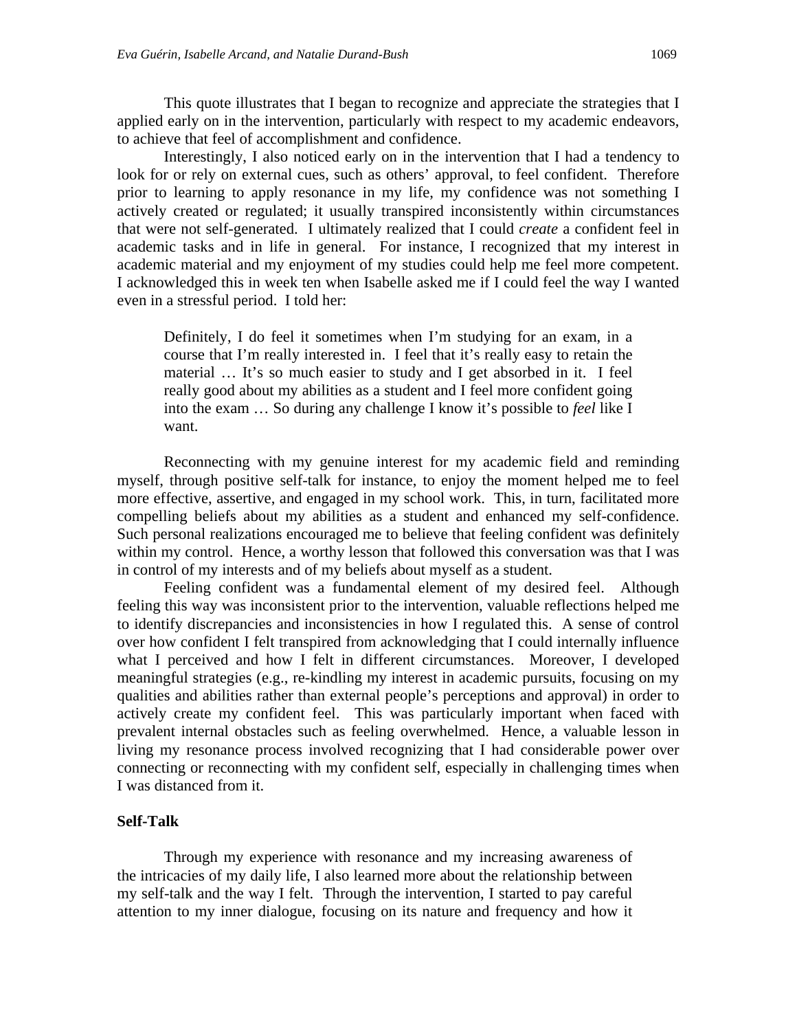This quote illustrates that I began to recognize and appreciate the strategies that I applied early on in the intervention, particularly with respect to my academic endeavors, to achieve that feel of accomplishment and confidence.

Interestingly, I also noticed early on in the intervention that I had a tendency to look for or rely on external cues, such as others' approval, to feel confident. Therefore prior to learning to apply resonance in my life, my confidence was not something I actively created or regulated; it usually transpired inconsistently within circumstances that were not self-generated. I ultimately realized that I could *create* a confident feel in academic tasks and in life in general. For instance, I recognized that my interest in academic material and my enjoyment of my studies could help me feel more competent. I acknowledged this in week ten when Isabelle asked me if I could feel the way I wanted even in a stressful period. I told her:

> Definitely, I do feel it sometimes when I'm studying for an exam, in a course that I'm really interested in. I feel that it's really easy to retain the material … It's so much easier to study and I get absorbed in it. I feel really good about my abilities as a student and I feel more confident going into the exam … So during any challenge I know it's possible to *feel* like I want.

Reconnecting with my genuine interest for my academic field and reminding myself, through positive self-talk for instance, to enjoy the moment helped me to feel more effective, assertive, and engaged in my school work. This, in turn, facilitated more compelling beliefs about my abilities as a student and enhanced my self-confidence. Such personal realizations encouraged me to believe that feeling confident was definitely within my control. Hence, a worthy lesson that followed this conversation was that I was in control of my interests and of my beliefs about myself as a student.

Feeling confident was a fundamental element of my desired feel. Although feeling this way was inconsistent prior to the intervention, valuable reflections helped me to identify discrepancies and inconsistencies in how I regulated this. A sense of control over how confident I felt transpired from acknowledging that I could internally influence what I perceived and how I felt in different circumstances. Moreover, I developed meaningful strategies (e.g., re-kindling my interest in academic pursuits, focusing on my qualities and abilities rather than external people's perceptions and approval) in order to actively create my confident feel. This was particularly important when faced with prevalent internal obstacles such as feeling overwhelmed. Hence, a valuable lesson in living my resonance process involved recognizing that I had considerable power over connecting or reconnecting with my confident self, especially in challenging times when I was distanced from it.

### Self-Talk

Through my experience with resonance and my increasing awareness of the intricacies of my daily life, I also learned more about the relationship between my self-talk and the way I felt. Through the intervention, I started to pay careful attention to my inner dialogue, focusing on its nature and frequency and how it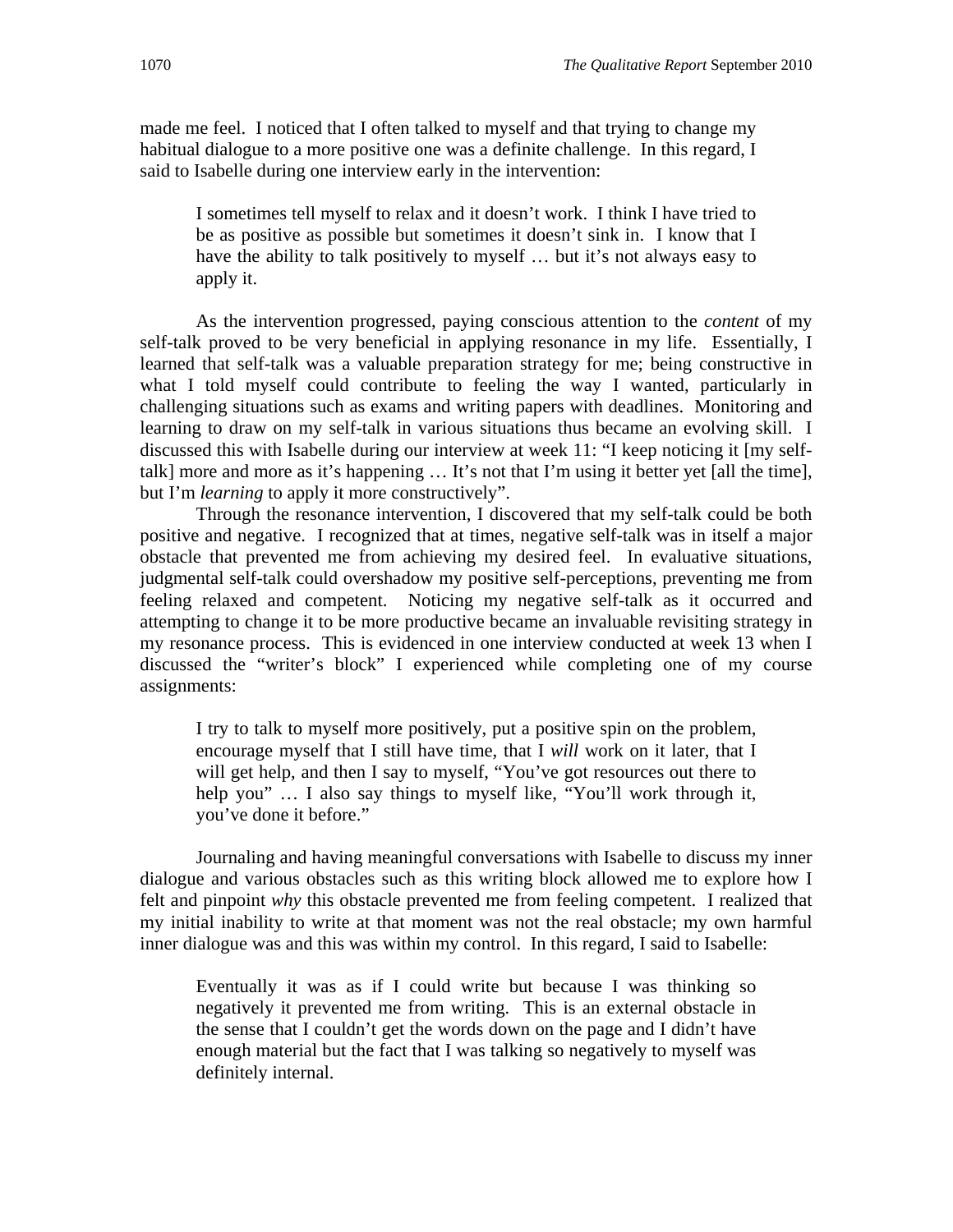made me feel. I noticed that I often talked to myself and that trying to change my habitual dialogue to a more positive one was a definite challenge. In this regard, I said to Isabelle during one interview early in the intervention:

> I sometimes tell myself to relax and it doesn't work. I think I have tried to be as positive as possible but sometimes it doesn't sink in. I know that I have the ability to talk positively to myself … but it's not always easy to apply it.

As the intervention progressed, paying conscious attention to the *content* of my self-talk proved to be very beneficial in applying resonance in my life. Essentially, I learned that self-talk was a valuable preparation strategy for me; being constructive in what I told myself could contribute to feeling the way I wanted, particularly in challenging situations such as exams and writing papers with deadlines. Monitoring and learning to draw on my self-talk in various situations thus became an evolving skill. I discussed this with Isabelle during our interview at week 11: "I keep noticing it [my self-talk] more and more as it's happening … It's not that I'm using it better yet [all the time], but I'm *learning* to apply it more constructively".

Through the resonance intervention, I discovered that my self-talk could be both positive and negative. I recognized that at times, negative self-talk was in itself a major obstacle that prevented me from achieving my desired feel. In evaluative situations, judgmental self-talk could overshadow my positive self-perceptions, preventing me from feeling relaxed and competent. Noticing my negative self-talk as it occurred and attempting to change it to be more productive became an invaluable revisiting strategy in my resonance process. This is evidenced in one interview conducted at week 13 when I discussed the "writer's block" I experienced while completing one of my course assignments:

> I try to talk to myself more positively, put a positive spin on the problem, encourage myself that I still have time, that I *will* work on it later, that I will get help, and then I say to myself, "You've got resources out there to help you" … I also say things to myself like, "You'll work through it, you've done it before."

Journaling and having meaningful conversations with Isabelle to discuss my inner dialogue and various obstacles such as this writing block allowed me to explore how I felt and pinpoint *why* this obstacle prevented me from feeling competent. I realized that my initial inability to write at that moment was not the real obstacle; my own harmful inner dialogue was and this was within my control. In this regard, I said to Isabelle:

> Eventually it was as if I could write but because I was thinking so negatively it prevented me from writing. This is an external obstacle in the sense that I couldn't get the words down on the page and I didn't have enough material but the fact that I was talking so negatively to myself was definitely internal.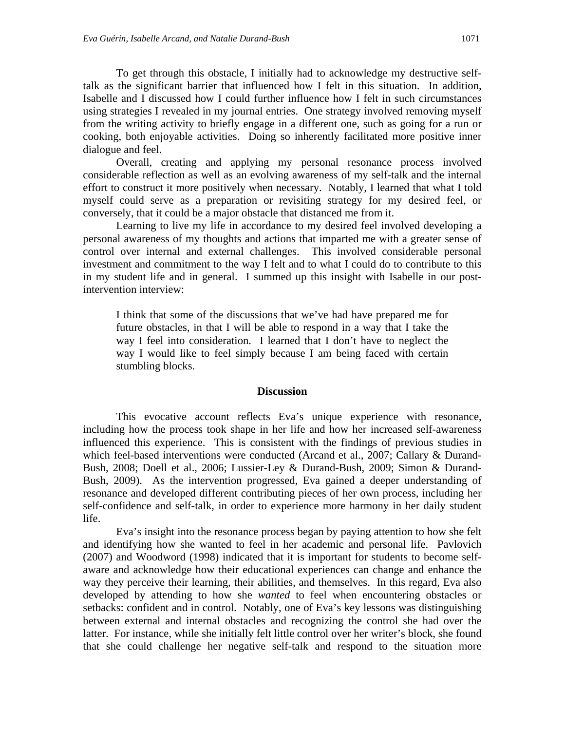To get through this obstacle, I initially had to acknowledge my destructive self-talk as the significant barrier that influenced how I felt in this situation. In addition, Isabelle and I discussed how I could further influence how I felt in such circumstances using strategies I revealed in my journal entries. One strategy involved removing myself from the writing activity to briefly engage in a different one, such as going for a run or cooking, both enjoyable activities. Doing so inherently facilitated more positive inner dialogue and feel.

Overall, creating and applying my personal resonance process involved considerable reflection as well as an evolving awareness of my self-talk and the internal effort to construct it more positively when necessary. Notably, I learned that what I told myself could serve as a preparation or revisiting strategy for my desired feel, or conversely, that it could be a major obstacle that distanced me from it.

Learning to live my life in accordance to my desired feel involved developing a personal awareness of my thoughts and actions that imparted me with a greater sense of control over internal and external challenges. This involved considerable personal investment and commitment to the way I felt and to what I could do to contribute to this in my student life and in general. I summed up this insight with Isabelle in our post-intervention interview:

> I think that some of the discussions that we've had have prepared me for future obstacles, in that I will be able to respond in a way that I take the way I feel into consideration. I learned that I don't have to neglect the way I would like to feel simply because I am being faced with certain stumbling blocks.

## Discussion

This evocative account reflects Eva's unique experience with resonance, including how the process took shape in her life and how her increased self-awareness influenced this experience. This is consistent with the findings of previous studies in which feel-based interventions were conducted (Arcand et al., 2007; Callary & Durand-Bush, 2008; Doell et al., 2006; Lussier-Ley & Durand-Bush, 2009; Simon & Durand-Bush, 2009). As the intervention progressed, Eva gained a deeper understanding of resonance and developed different contributing pieces of her own process, including her self-confidence and self-talk, in order to experience more harmony in her daily student life.

Eva's insight into the resonance process began by paying attention to how she felt and identifying how she wanted to feel in her academic and personal life. Pavlovich (2007) and Woodword (1998) indicated that it is important for students to become self-aware and acknowledge how their educational experiences can change and enhance the way they perceive their learning, their abilities, and themselves. In this regard, Eva also developed by attending to how she *wanted* to feel when encountering obstacles or setbacks: confident and in control. Notably, one of Eva's key lessons was distinguishing between external and internal obstacles and recognizing the control she had over the latter. For instance, while she initially felt little control over her writer's block, she found that she could challenge her negative self-talk and respond to the situation more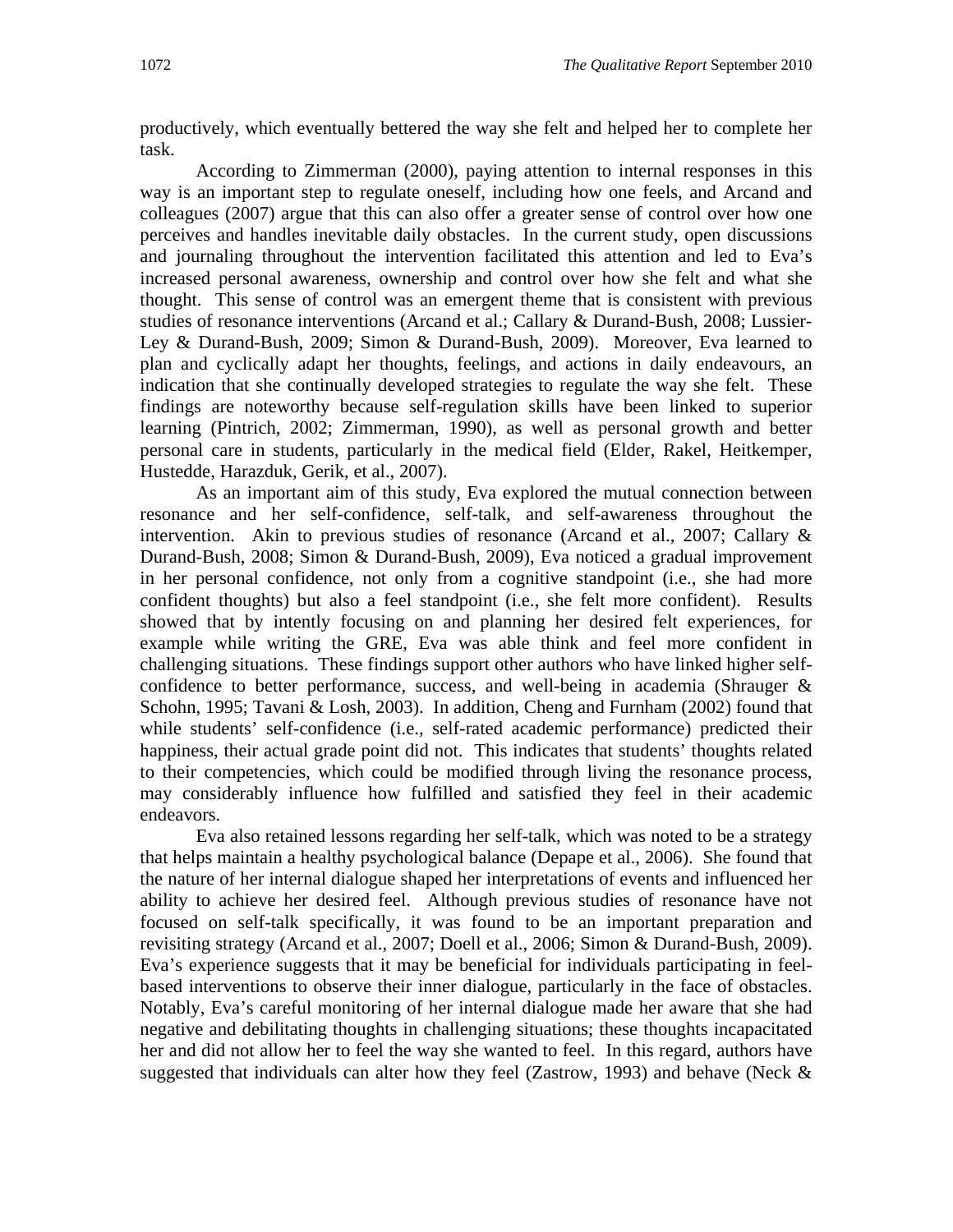productively, which eventually bettered the way she felt and helped her to complete her task.

According to Zimmerman (2000), paying attention to internal responses in this way is an important step to regulate oneself, including how one feels, and Arcand and colleagues (2007) argue that this can also offer a greater sense of control over how one perceives and handles inevitable daily obstacles. In the current study, open discussions and journaling throughout the intervention facilitated this attention and led to Eva's increased personal awareness, ownership and control over how she felt and what she thought. This sense of control was an emergent theme that is consistent with previous studies of resonance interventions (Arcand et al.; Callary & Durand-Bush, 2008; Lussier-Ley & Durand-Bush, 2009; Simon & Durand-Bush, 2009). Moreover, Eva learned to plan and cyclically adapt her thoughts, feelings, and actions in daily endeavours, an indication that she continually developed strategies to regulate the way she felt. These findings are noteworthy because self-regulation skills have been linked to superior learning (Pintrich, 2002; Zimmerman, 1990), as well as personal growth and better personal care in students, particularly in the medical field (Elder, Rakel, Heitkemper, Hustedde, Harazduk, Gerik, et al., 2007).

As an important aim of this study, Eva explored the mutual connection between resonance and her self-confidence, self-talk, and self-awareness throughout the intervention. Akin to previous studies of resonance (Arcand et al., 2007; Callary & Durand-Bush, 2008; Simon & Durand-Bush, 2009), Eva noticed a gradual improvement in her personal confidence, not only from a cognitive standpoint (i.e., she had more confident thoughts) but also a feel standpoint (i.e., she felt more confident). Results showed that by intently focusing on and planning her desired felt experiences, for example while writing the GRE, Eva was able think and feel more confident in challenging situations. These findings support other authors who have linked higher self-confidence to better performance, success, and well-being in academia (Shrauger & Schohn, 1995; Tavani & Losh, 2003). In addition, Cheng and Furnham (2002) found that while students' self-confidence (i.e., self-rated academic performance) predicted their happiness, their actual grade point did not. This indicates that students' thoughts related to their competencies, which could be modified through living the resonance process, may considerably influence how fulfilled and satisfied they feel in their academic endeavors.

Eva also retained lessons regarding her self-talk, which was noted to be a strategy that helps maintain a healthy psychological balance (Depape et al., 2006). She found that the nature of her internal dialogue shaped her interpretations of events and influenced her ability to achieve her desired feel. Although previous studies of resonance have not focused on self-talk specifically, it was found to be an important preparation and revisiting strategy (Arcand et al., 2007; Doell et al., 2006; Simon & Durand-Bush, 2009). Eva's experience suggests that it may be beneficial for individuals participating in feel-based interventions to observe their inner dialogue, particularly in the face of obstacles. Notably, Eva's careful monitoring of her internal dialogue made her aware that she had negative and debilitating thoughts in challenging situations; these thoughts incapacitated her and did not allow her to feel the way she wanted to feel. In this regard, authors have suggested that individuals can alter how they feel (Zastrow, 1993) and behave (Neck &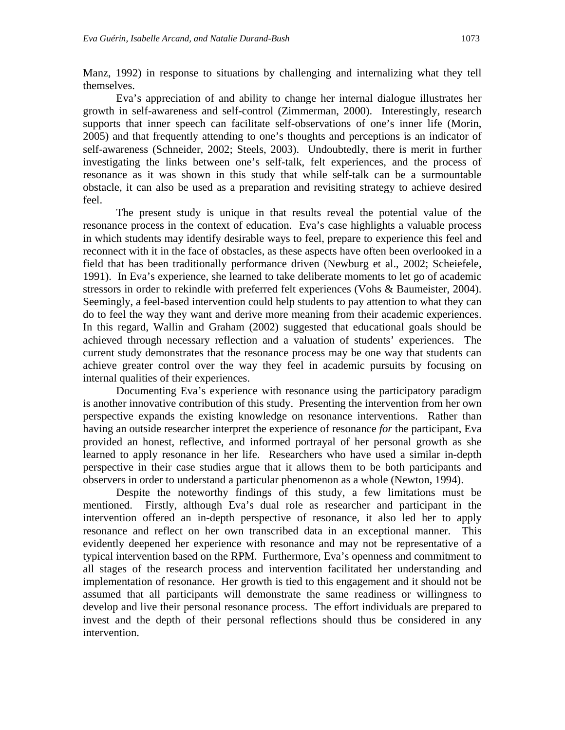Manz, 1992) in response to situations by challenging and internalizing what they tell themselves.

Eva's appreciation of and ability to change her internal dialogue illustrates her growth in self-awareness and self-control (Zimmerman, 2000). Interestingly, research supports that inner speech can facilitate self-observations of one's inner life (Morin, 2005) and that frequently attending to one's thoughts and perceptions is an indicator of self-awareness (Schneider, 2002; Steels, 2003). Undoubtedly, there is merit in further investigating the links between one's self-talk, felt experiences, and the process of resonance as it was shown in this study that while self-talk can be a surmountable obstacle, it can also be used as a preparation and revisiting strategy to achieve desired feel.

The present study is unique in that results reveal the potential value of the resonance process in the context of education. Eva's case highlights a valuable process in which students may identify desirable ways to feel, prepare to experience this feel and reconnect with it in the face of obstacles, as these aspects have often been overlooked in a field that has been traditionally performance driven (Newburg et al., 2002; Scheiefele, 1991). In Eva's experience, she learned to take deliberate moments to let go of academic stressors in order to rekindle with preferred felt experiences (Vohs & Baumeister, 2004). Seemingly, a feel-based intervention could help students to pay attention to what they can do to feel the way they want and derive more meaning from their academic experiences. In this regard, Wallin and Graham (2002) suggested that educational goals should be achieved through necessary reflection and a valuation of students' experiences. The current study demonstrates that the resonance process may be one way that students can achieve greater control over the way they feel in academic pursuits by focusing on internal qualities of their experiences.

Documenting Eva's experience with resonance using the participatory paradigm is another innovative contribution of this study. Presenting the intervention from her own perspective expands the existing knowledge on resonance interventions. Rather than having an outside researcher interpret the experience of resonance *for* the participant, Eva provided an honest, reflective, and informed portrayal of her personal growth as she learned to apply resonance in her life. Researchers who have used a similar in-depth perspective in their case studies argue that it allows them to be both participants and observers in order to understand a particular phenomenon as a whole (Newton, 1994).

Despite the noteworthy findings of this study, a few limitations must be mentioned. Firstly, although Eva's dual role as researcher and participant in the intervention offered an in-depth perspective of resonance, it also led her to apply resonance and reflect on her own transcribed data in an exceptional manner. This evidently deepened her experience with resonance and may not be representative of a typical intervention based on the RPM. Furthermore, Eva's openness and commitment to all stages of the research process and intervention facilitated her understanding and implementation of resonance. Her growth is tied to this engagement and it should not be assumed that all participants will demonstrate the same readiness or willingness to develop and live their personal resonance process. The effort individuals are prepared to invest and the depth of their personal reflections should thus be considered in any intervention.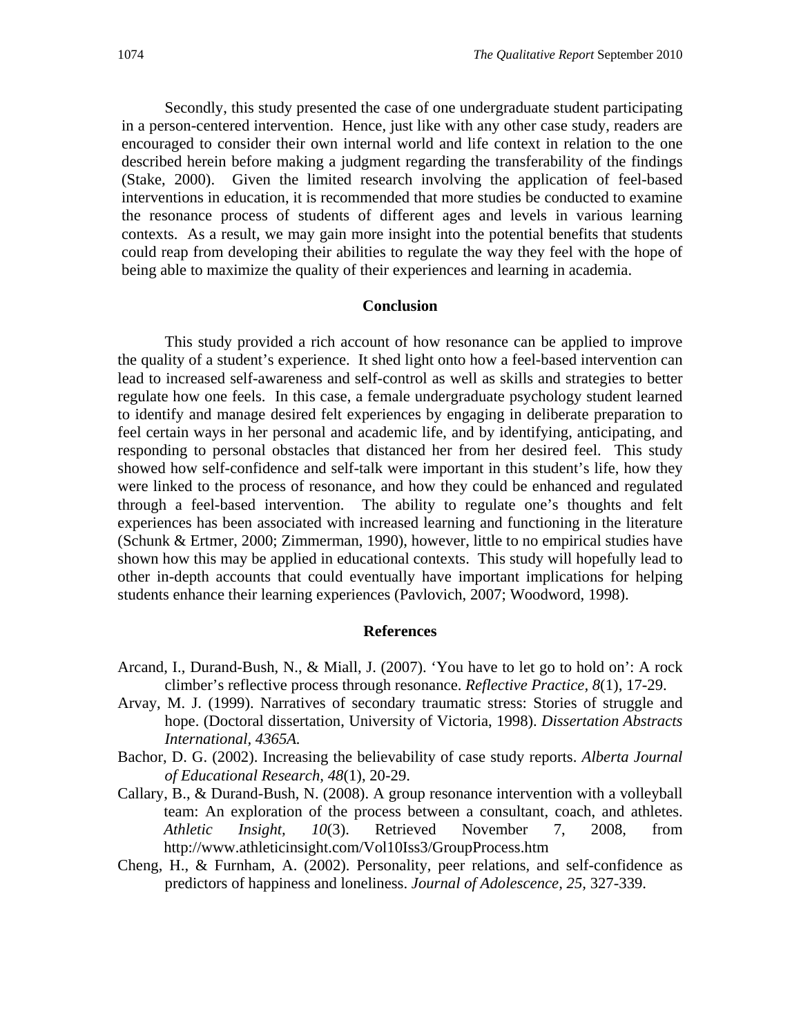Secondly, this study presented the case of one undergraduate student participating in a person-centered intervention. Hence, just like with any other case study, readers are encouraged to consider their own internal world and life context in relation to the one described herein before making a judgment regarding the transferability of the findings (Stake, 2000). Given the limited research involving the application of feel-based interventions in education, it is recommended that more studies be conducted to examine the resonance process of students of different ages and levels in various learning contexts. As a result, we may gain more insight into the potential benefits that students could reap from developing their abilities to regulate the way they feel with the hope of being able to maximize the quality of their experiences and learning in academia.

## Conclusion

This study provided a rich account of how resonance can be applied to improve the quality of a student's experience. It shed light onto how a feel-based intervention can lead to increased self-awareness and self-control as well as skills and strategies to better regulate how one feels. In this case, a female undergraduate psychology student learned to identify and manage desired felt experiences by engaging in deliberate preparation to feel certain ways in her personal and academic life, and by identifying, anticipating, and responding to personal obstacles that distanced her from her desired feel. This study showed how self-confidence and self-talk were important in this student's life, how they were linked to the process of resonance, and how they could be enhanced and regulated through a feel-based intervention. The ability to regulate one's thoughts and felt experiences has been associated with increased learning and functioning in the literature (Schunk & Ertmer, 2000; Zimmerman, 1990), however, little to no empirical studies have shown how this may be applied in educational contexts. This study will hopefully lead to other in-depth accounts that could eventually have important implications for helping students enhance their learning experiences (Pavlovich, 2007; Woodword, 1998).

## References

Arcand, I., Durand-Bush, N., & Miall, J. (2007). 'You have to let go to hold on': A rock climber's reflective process through resonance. *Reflective Practice, 8*(1), 17-29.

Arvay, M. J. (1999). Narratives of secondary traumatic stress: Stories of struggle and hope. (Doctoral dissertation, University of Victoria, 1998). *Dissertation Abstracts International*, *4365A.*

Bachor, D. G. (2002). Increasing the believability of case study reports. *Alberta Journal of Educational Research, 48*(1), 20-29.

Callary, B., & Durand-Bush, N. (2008). A group resonance intervention with a volleyball team: An exploration of the process between a consultant, coach, and athletes. *Athletic Insight, 10*(3). Retrieved November 7, 2008, from http://www.athleticinsight.com/Vol10Iss3/GroupProcess.htm

Cheng, H., & Furnham, A. (2002). Personality, peer relations, and self-confidence as predictors of happiness and loneliness. *Journal of Adolescence, 25*, 327-339.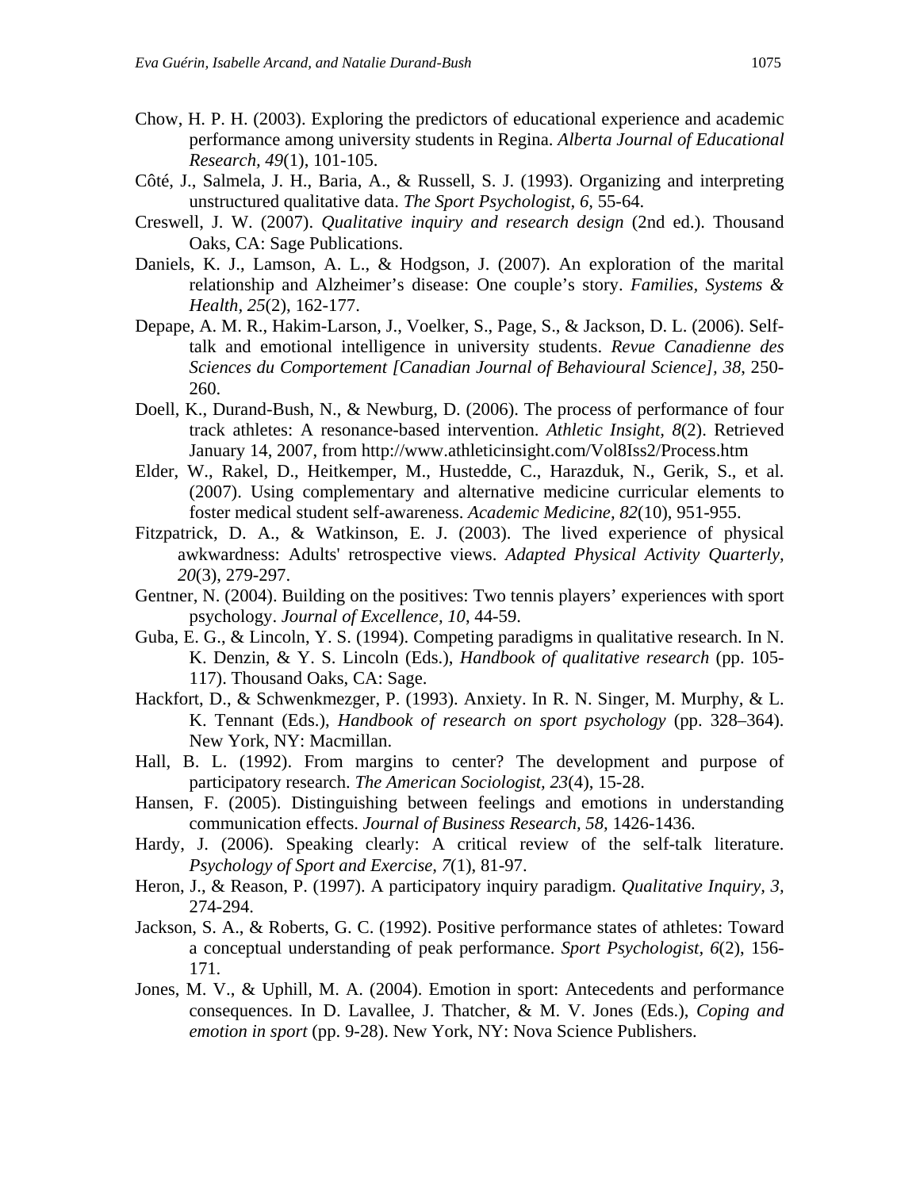Chow, H. P. H. (2003). Exploring the predictors of educational experience and academic performance among university students in Regina. *Alberta Journal of Educational Research*, *49*(1), 101-105.

Côté, J., Salmela, J. H., Baria, A., & Russell, S. J. (1993). Organizing and interpreting unstructured qualitative data. *The Sport Psychologist*, *6*, 55-64.

Creswell, J. W. (2007). *Qualitative inquiry and research design* (2nd ed.). Thousand Oaks, CA: Sage Publications.

Daniels, K. J., Lamson, A. L., & Hodgson, J. (2007). An exploration of the marital relationship and Alzheimer's disease: One couple's story. *Families, Systems & Health, 25*(2), 162-177.

Depape, A. M. R., Hakim-Larson, J., Voelker, S., Page, S., & Jackson, D. L. (2006). Self-talk and emotional intelligence in university students. *Revue Canadienne des Sciences du Comportement [Canadian Journal of Behavioural Science], 38*, 250-260.

Doell, K., Durand-Bush, N., & Newburg, D. (2006). The process of performance of four track athletes: A resonance-based intervention. *Athletic Insight, 8*(2). Retrieved January 14, 2007, from http://www.athleticinsight.com/Vol8Iss2/Process.htm

Elder, W., Rakel, D., Heitkemper, M., Hustedde, C., Harazduk, N., Gerik, S., et al. (2007). Using complementary and alternative medicine curricular elements to foster medical student self-awareness. *Academic Medicine*, *82*(10), 951-955.

Fitzpatrick, D. A., & Watkinson, E. J. (2003). The lived experience of physical awkwardness: Adults' retrospective views. *Adapted Physical Activity Quarterly, 20*(3), 279-297.

Gentner, N. (2004). Building on the positives: Two tennis players' experiences with sport psychology. *Journal of Excellence, 10*, 44-59.

Guba, E. G., & Lincoln, Y. S. (1994). Competing paradigms in qualitative research. In N. K. Denzin, & Y. S. Lincoln (Eds.), *Handbook of qualitative research* (pp. 105-117). Thousand Oaks, CA: Sage.

Hackfort, D., & Schwenkmezger, P. (1993). Anxiety. In R. N. Singer, M. Murphy, & L. K. Tennant (Eds.), *Handbook of research on sport psychology* (pp. 328–364). New York, NY: Macmillan.

Hall, B. L. (1992). From margins to center? The development and purpose of participatory research. *The American Sociologist, 23*(4), 15-28.

Hansen, F. (2005). Distinguishing between feelings and emotions in understanding communication effects. *Journal of Business Research, 58*, 1426-1436.

Hardy, J. (2006). Speaking clearly: A critical review of the self-talk literature. *Psychology of Sport and Exercise, 7*(1), 81-97.

Heron, J., & Reason, P. (1997). A participatory inquiry paradigm. *Qualitative Inquiry, 3*, 274-294.

Jackson, S. A., & Roberts, G. C. (1992). Positive performance states of athletes: Toward a conceptual understanding of peak performance. *Sport Psychologist*, *6*(2), 156-171.

Jones, M. V., & Uphill, M. A. (2004). Emotion in sport: Antecedents and performance consequences. In D. Lavallee, J. Thatcher, & M. V. Jones (Eds.), *Coping and emotion in sport* (pp. 9-28). New York, NY: Nova Science Publishers.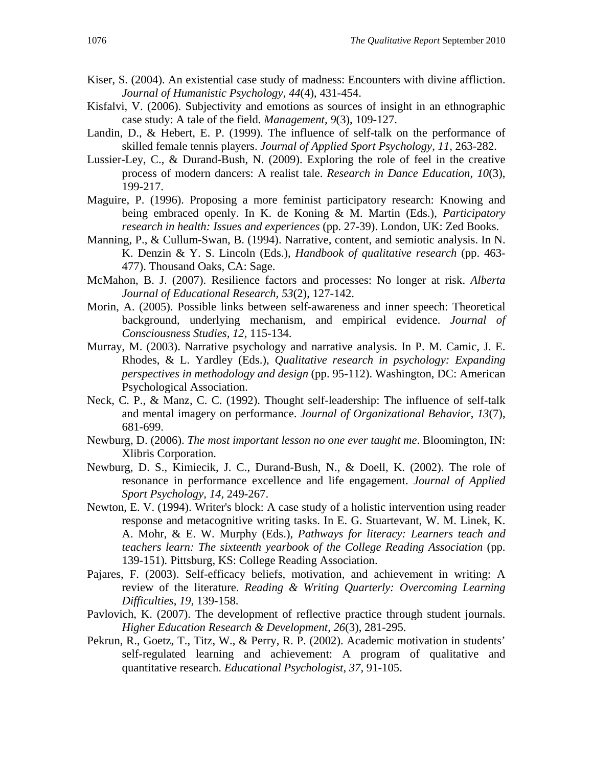Kiser, S. (2004). An existential case study of madness: Encounters with divine affliction. *Journal of Humanistic Psychology*, *44*(4), 431-454.

Kisfalvi, V. (2006). Subjectivity and emotions as sources of insight in an ethnographic case study: A tale of the field. *Management, 9*(3), 109-127.

Landin, D., & Hebert, E. P. (1999). The influence of self-talk on the performance of skilled female tennis players. *Journal of Applied Sport Psychology, 11*, 263-282.

Lussier-Ley, C., & Durand-Bush, N. (2009). Exploring the role of feel in the creative process of modern dancers: A realist tale. *Research in Dance Education, 10*(3), 199-217.

Maguire, P. (1996). Proposing a more feminist participatory research: Knowing and being embraced openly. In K. de Koning & M. Martin (Eds.), *Participatory research in health: Issues and experiences* (pp. 27-39). London, UK: Zed Books.

Manning, P., & Cullum-Swan, B. (1994). Narrative, content, and semiotic analysis. In N. K. Denzin & Y. S. Lincoln (Eds.), *Handbook of qualitative research* (pp. 463-477). Thousand Oaks, CA: Sage.

McMahon, B. J. (2007). Resilience factors and processes: No longer at risk. *Alberta Journal of Educational Research*, *53*(2), 127-142.

Morin, A. (2005). Possible links between self-awareness and inner speech: Theoretical background, underlying mechanism, and empirical evidence. *Journal of Consciousness Studies, 12*, 115-134.

Murray, M. (2003). Narrative psychology and narrative analysis. In P. M. Camic, J. E. Rhodes, & L. Yardley (Eds.), *Qualitative research in psychology: Expanding perspectives in methodology and design* (pp. 95-112). Washington, DC: American Psychological Association.

Neck, C. P., & Manz, C. C. (1992). Thought self-leadership: The influence of self-talk and mental imagery on performance. *Journal of Organizational Behavior*, *13*(7), 681-699.

Newburg, D. (2006). *The most important lesson no one ever taught me*. Bloomington, IN: Xlibris Corporation.

Newburg, D. S., Kimiecik, J. C., Durand-Bush, N., & Doell, K. (2002). The role of resonance in performance excellence and life engagement. *Journal of Applied Sport Psychology*, *14*, 249-267.

Newton, E. V. (1994). Writer's block: A case study of a holistic intervention using reader response and metacognitive writing tasks. In E. G. Stuartevant, W. M. Linek, K. A. Mohr, & E. W. Murphy (Eds.), *Pathways for literacy: Learners teach and teachers learn: The sixteenth yearbook of the College Reading Association* (pp. 139-151). Pittsburg, KS: College Reading Association.

Pajares, F. (2003). Self-efficacy beliefs, motivation, and achievement in writing: A review of the literature. *Reading & Writing Quarterly: Overcoming Learning Difficulties*, *19*, 139-158.

Pavlovich, K. (2007). The development of reflective practice through student journals. *Higher Education Research & Development*, *26*(3), 281-295.

Pekrun, R., Goetz, T., Titz, W., & Perry, R. P. (2002). Academic motivation in students' self-regulated learning and achievement: A program of qualitative and quantitative research. *Educational Psychologist*, *37*, 91-105.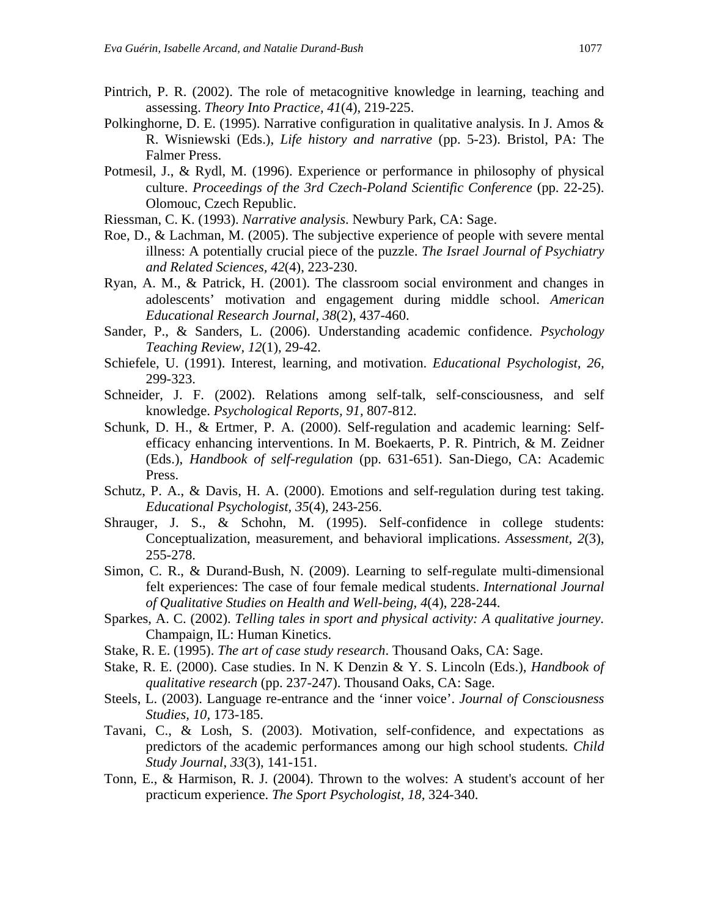Pintrich, P. R. (2002). The role of metacognitive knowledge in learning, teaching and assessing. *Theory Into Practice, 41*(4), 219-225.

Polkinghorne, D. E. (1995). Narrative configuration in qualitative analysis. In J. Amos & R. Wisniewski (Eds.), *Life history and narrative* (pp. 5-23). Bristol, PA: The Falmer Press.

Potmesil, J., & Rydl, M. (1996). Experience or performance in philosophy of physical culture. *Proceedings of the 3rd Czech-Poland Scientific Conference* (pp. 22-25). Olomouc, Czech Republic.

Riessman, C. K. (1993). *Narrative analysis*. Newbury Park, CA: Sage.

Roe, D., & Lachman, M. (2005). The subjective experience of people with severe mental illness: A potentially crucial piece of the puzzle. *The Israel Journal of Psychiatry and Related Sciences, 42*(4), 223-230.

Ryan, A. M., & Patrick, H. (2001). The classroom social environment and changes in adolescents' motivation and engagement during middle school. *American Educational Research Journal, 38*(2), 437-460.

Sander, P., & Sanders, L. (2006). Understanding academic confidence. *Psychology Teaching Review, 12*(1), 29-42.

Schiefele, U. (1991). Interest, learning, and motivation. *Educational Psychologist, 26,* 299-323.

Schneider, J. F. (2002). Relations among self-talk, self-consciousness, and self knowledge. *Psychological Reports, 91,* 807-812.

Schunk, D. H., & Ertmer, P. A. (2000). Self-regulation and academic learning: Self-efficacy enhancing interventions. In M. Boekaerts, P. R. Pintrich, & M. Zeidner (Eds.), *Handbook of self-regulation* (pp. 631-651). San-Diego, CA: Academic Press.

Schutz, P. A., & Davis, H. A. (2000). Emotions and self-regulation during test taking. *Educational Psychologist, 35*(4), 243-256.

Shrauger, J. S., & Schohn, M. (1995). Self-confidence in college students: Conceptualization, measurement, and behavioral implications. *Assessment, 2*(3), 255-278.

Simon, C. R., & Durand-Bush, N. (2009). Learning to self-regulate multi-dimensional felt experiences: The case of four female medical students. *International Journal of Qualitative Studies on Health and Well-being, 4*(4), 228-244.

Sparkes, A. C. (2002). *Telling tales in sport and physical activity: A qualitative journey.* Champaign, IL: Human Kinetics.

Stake, R. E. (1995). *The art of case study research*. Thousand Oaks, CA: Sage.

Stake, R. E. (2000). Case studies. In N. K Denzin & Y. S. Lincoln (Eds.), *Handbook of qualitative research* (pp. 237-247). Thousand Oaks, CA: Sage.

Steels, L. (2003). Language re-entrance and the 'inner voice'. *Journal of Consciousness Studies, 10,* 173-185.

Tavani, C., & Losh, S. (2003). Motivation, self-confidence, and expectations as predictors of the academic performances among our high school students*. Child Study Journal*, *33*(3), 141-151.

Tonn, E., & Harmison, R. J. (2004). Thrown to the wolves: A student's account of her practicum experience. *The Sport Psychologist, 18,* 324-340.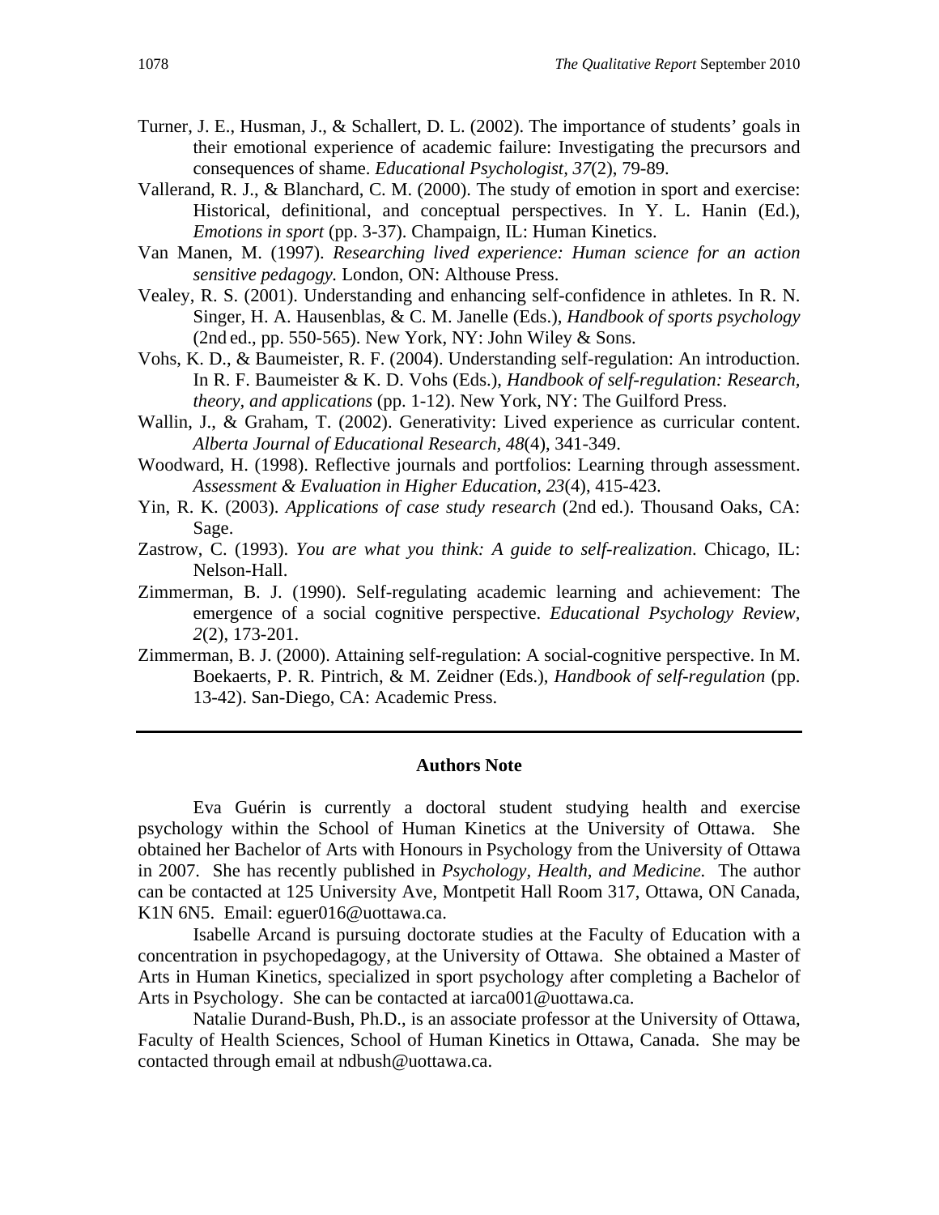Turner, J. E., Husman, J., & Schallert, D. L. (2002). The importance of students' goals in their emotional experience of academic failure: Investigating the precursors and consequences of shame. *Educational Psychologist, 37*(2), 79-89.

Vallerand, R. J., & Blanchard, C. M. (2000). The study of emotion in sport and exercise: Historical, definitional, and conceptual perspectives. In Y. L. Hanin (Ed.), *Emotions in sport* (pp. 3-37). Champaign, IL: Human Kinetics.

Van Manen, M. (1997). *Researching lived experience: Human science for an action sensitive pedagogy.* London, ON: Althouse Press.

Vealey, R. S. (2001). Understanding and enhancing self-confidence in athletes. In R. N. Singer, H. A. Hausenblas, & C. M. Janelle (Eds.), *Handbook of sports psychology* (2nd ed., pp. 550-565). New York, NY: John Wiley & Sons.

Vohs, K. D., & Baumeister, R. F. (2004). Understanding self-regulation: An introduction. In R. F. Baumeister & K. D. Vohs (Eds.), *Handbook of self-regulation: Research, theory, and applications* (pp. 1-12). New York, NY: The Guilford Press.

Wallin, J., & Graham, T. (2002). Generativity: Lived experience as curricular content. *Alberta Journal of Educational Research, 48*(4), 341-349.

Woodward, H. (1998). Reflective journals and portfolios: Learning through assessment. *Assessment & Evaluation in Higher Education, 23*(4), 415-423.

Yin, R. K. (2003). *Applications of case study research* (2nd ed.). Thousand Oaks, CA: Sage.

Zastrow, C. (1993). *You are what you think: A guide to self-realization*. Chicago, IL: Nelson-Hall.

Zimmerman, B. J. (1990). Self-regulating academic learning and achievement: The emergence of a social cognitive perspective. *Educational Psychology Review, 2*(2), 173-201.

Zimmerman, B. J. (2000). Attaining self-regulation: A social-cognitive perspective. In M. Boekaerts, P. R. Pintrich, & M. Zeidner (Eds.), *Handbook of self-regulation* (pp. 13-42). San-Diego, CA: Academic Press.

---

## Authors Note

Eva Guérin is currently a doctoral student studying health and exercise psychology within the School of Human Kinetics at the University of Ottawa. She obtained her Bachelor of Arts with Honours in Psychology from the University of Ottawa in 2007. She has recently published in *Psychology, Health, and Medicine.* The author can be contacted at 125 University Ave, Montpetit Hall Room 317, Ottawa, ON Canada, K1N 6N5. Email: eguer016@uottawa.ca.

Isabelle Arcand is pursuing doctorate studies at the Faculty of Education with a concentration in psychopedagogy, at the University of Ottawa. She obtained a Master of Arts in Human Kinetics, specialized in sport psychology after completing a Bachelor of Arts in Psychology. She can be contacted at iarca001@uottawa.ca.

Natalie Durand-Bush, Ph.D., is an associate professor at the University of Ottawa, Faculty of Health Sciences, School of Human Kinetics in Ottawa, Canada. She may be contacted through email at ndbush@uottawa.ca.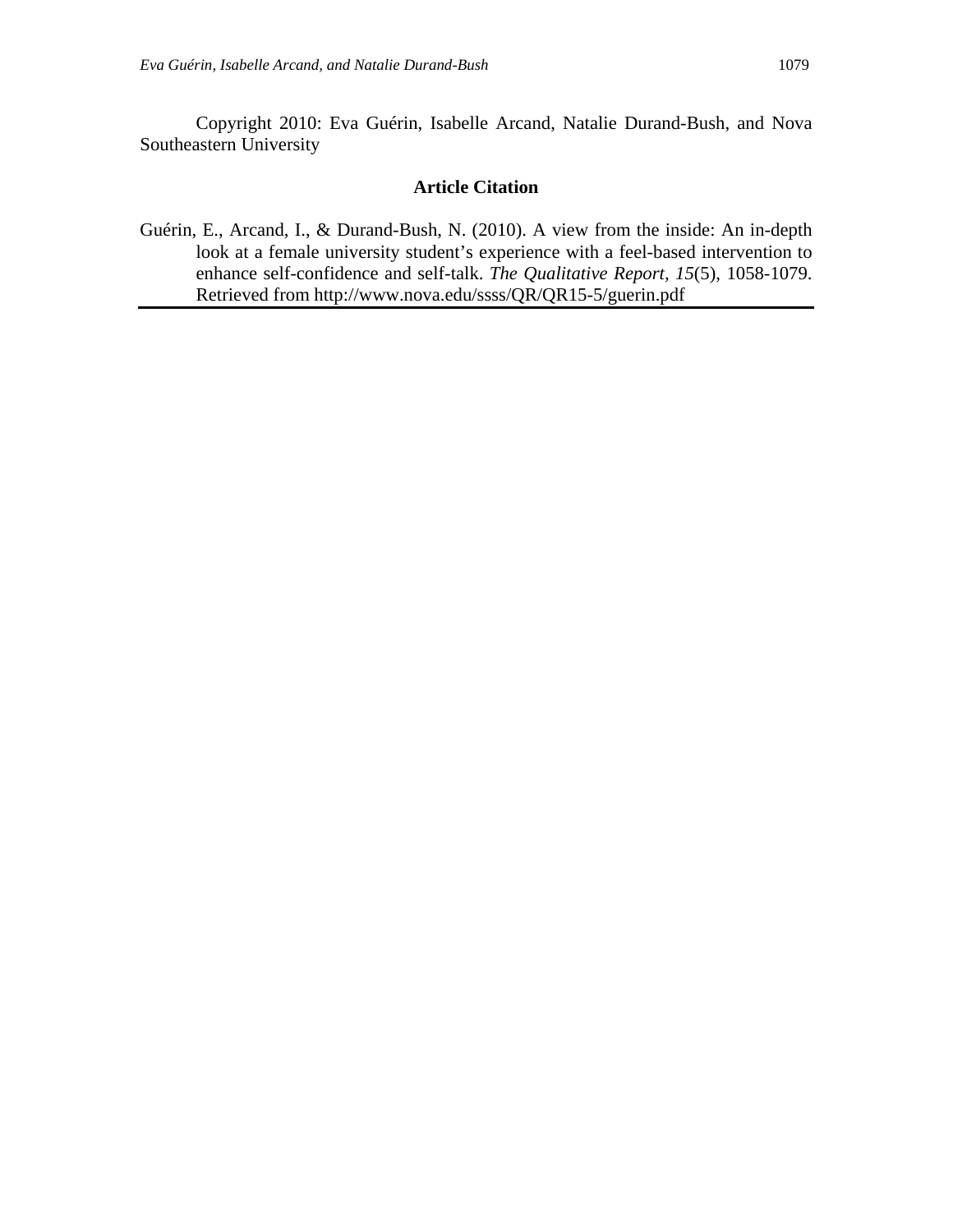Copyright 2010: Eva Guérin, Isabelle Arcand, Natalie Durand-Bush, and Nova Southeastern University

## Article Citation

Guérin, E., Arcand, I., & Durand-Bush, N. (2010). A view from the inside: An in-depth look at a female university student's experience with a feel-based intervention to enhance self-confidence and self-talk. *The Qualitative Report, 15*(5), 1058-1079. Retrieved from http://www.nova.edu/ssss/QR/QR15-5/guerin.pdf